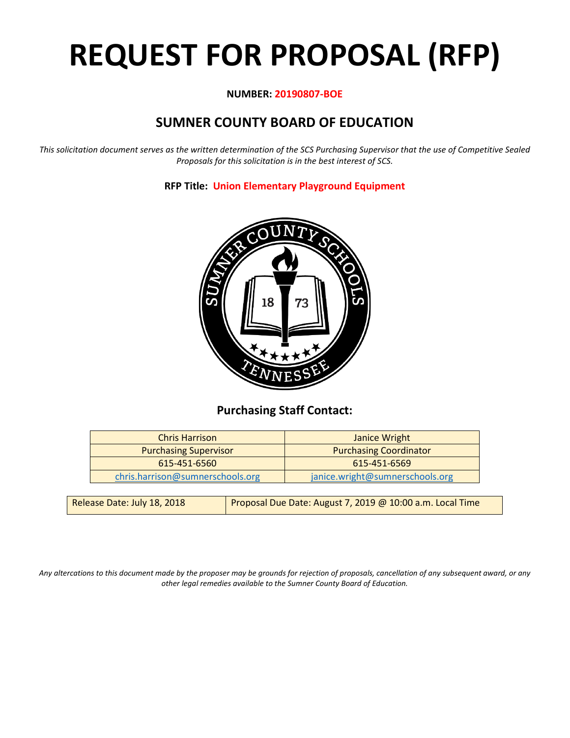# REQUEST FOR PROPOSAL (RFP)

**NUMBER: 20190807-BOE**

## SUMNER COUNTY BOARD OF EDUCATION

*This solicitation document serves as the written determination of the SCS Purchasing Supervisor that the use of Competitive Sealed Proposals for this solicitation is in the best interest of SCS.*

**RFP Title: Union Elementary Playground Equipment**

### Purchasing Staff Contact:

| Chris Harrison | Janice Wright |
|---|---|
| Purchasing Supervisor | Purchasing Coordinator |
| 615-451-6560 | 615-451-6569 |
| chris.harrison@sumnerschools.org | janice.wright@sumnerschools.org |

| Release Date: July 18, 2018 | Proposal Due Date: August 7, 2019 @ 10:00 a.m. Local Time |
|---|---|

*Any altercations to this document made by the proposer may be grounds for rejection of proposals, cancellation of any subsequent award, or any other legal remedies available to the Sumner County Board of Education.*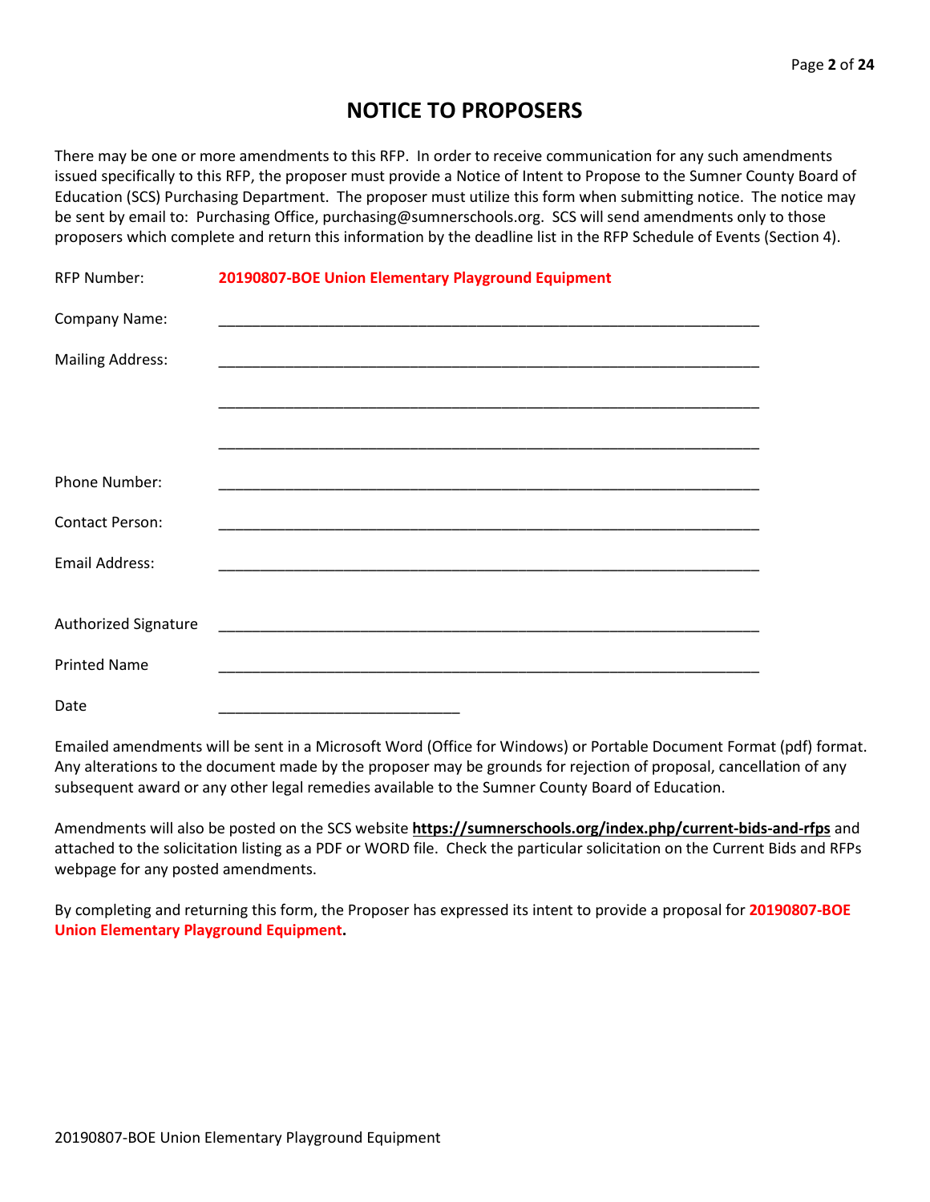# NOTICE TO PROPOSERS

There may be one or more amendments to this RFP. In order to receive communication for any such amendments issued specifically to this RFP, the proposer must provide a Notice of Intent to Propose to the Sumner County Board of Education (SCS) Purchasing Department. The proposer must utilize this form when submitting notice. The notice may be sent by email to: Purchasing Office, purchasing@sumnerschools.org. SCS will send amendments only to those proposers which complete and return this information by the deadline list in the RFP Schedule of Events (Section 4).

RFP Number: **20190807-BOE Union Elementary Playground Equipment**

Company Name: ____________________________________________________________

Mailing Address: ____________________________________________________________

____________________________________________________________

____________________________________________________________

Phone Number: ____________________________________________________________

Contact Person: ____________________________________________________________

Email Address: ____________________________________________________________

Authorized Signature ____________________________________________________________

Printed Name ____________________________________________________________

Date ____________________________

Emailed amendments will be sent in a Microsoft Word (Office for Windows) or Portable Document Format (pdf) format. Any alterations to the document made by the proposer may be grounds for rejection of proposal, cancellation of any subsequent award or any other legal remedies available to the Sumner County Board of Education.

Amendments will also be posted on the SCS website **https://sumnerschools.org/index.php/current-bids-and-rfps** and attached to the solicitation listing as a PDF or WORD file. Check the particular solicitation on the Current Bids and RFPs webpage for any posted amendments.

By completing and returning this form, the Proposer has expressed its intent to provide a proposal for **20190807-BOE Union Elementary Playground Equipment.**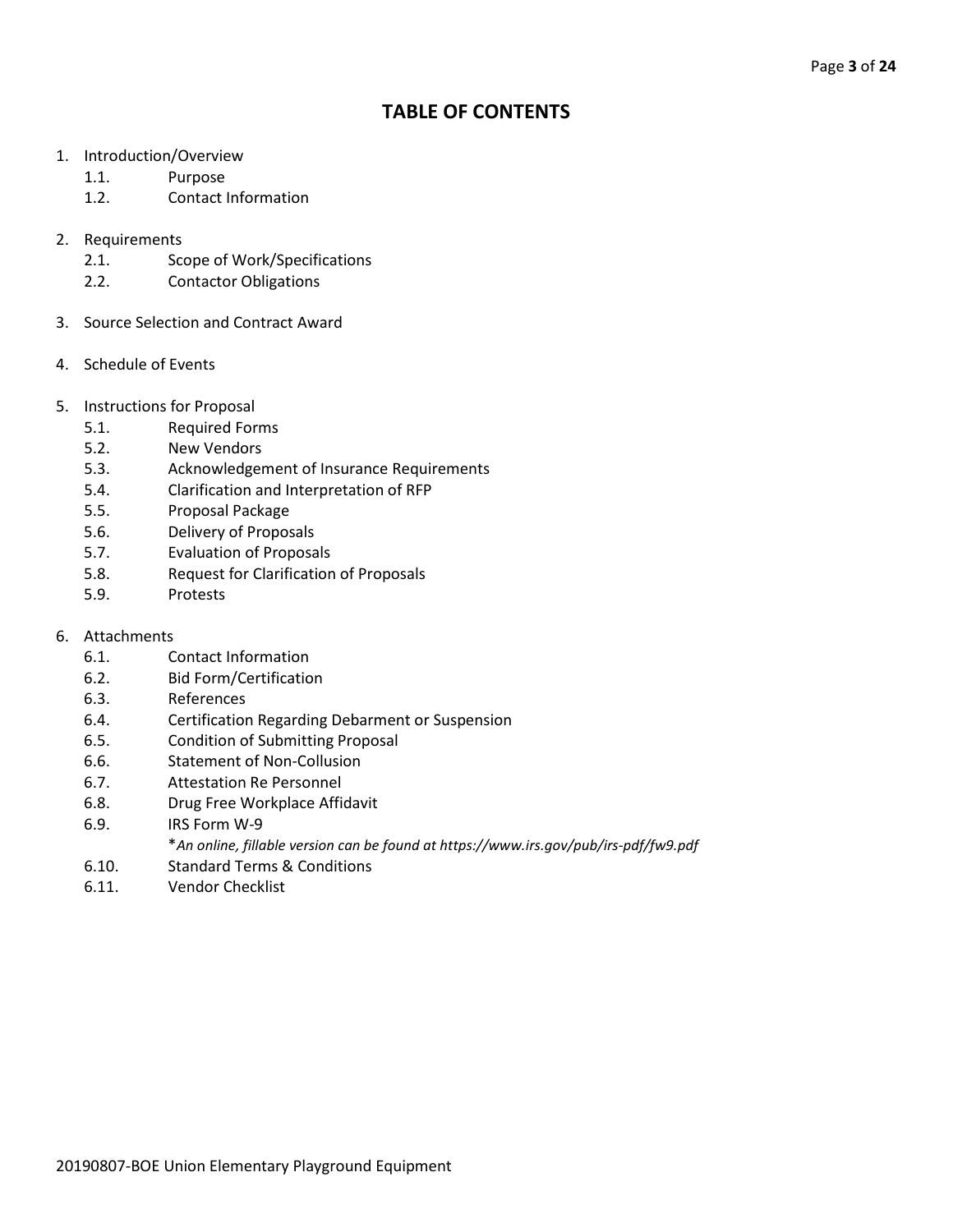# TABLE OF CONTENTS

1. Introduction/Overview
   - 1.1. Purpose
   - 1.2. Contact Information

2. Requirements
   - 2.1. Scope of Work/Specifications
   - 2.2. Contactor Obligations

3. Source Selection and Contract Award

4. Schedule of Events

5. Instructions for Proposal
   - 5.1. Required Forms
   - 5.2. New Vendors
   - 5.3. Acknowledgement of Insurance Requirements
   - 5.4. Clarification and Interpretation of RFP
   - 5.5. Proposal Package
   - 5.6. Delivery of Proposals
   - 5.7. Evaluation of Proposals
   - 5.8. Request for Clarification of Proposals
   - 5.9. Protests

6. Attachments
   - 6.1. Contact Information
   - 6.2. Bid Form/Certification
   - 6.3. References
   - 6.4. Certification Regarding Debarment or Suspension
   - 6.5. Condition of Submitting Proposal
   - 6.6. Statement of Non-Collusion
   - 6.7. Attestation Re Personnel
   - 6.8. Drug Free Workplace Affidavit
   - 6.9. IRS Form W-9
     *\*An online, fillable version can be found at https://www.irs.gov/pub/irs-pdf/fw9.pdf*
   - 6.10. Standard Terms & Conditions
   - 6.11. Vendor Checklist

20190807-BOE Union Elementary Playground Equipment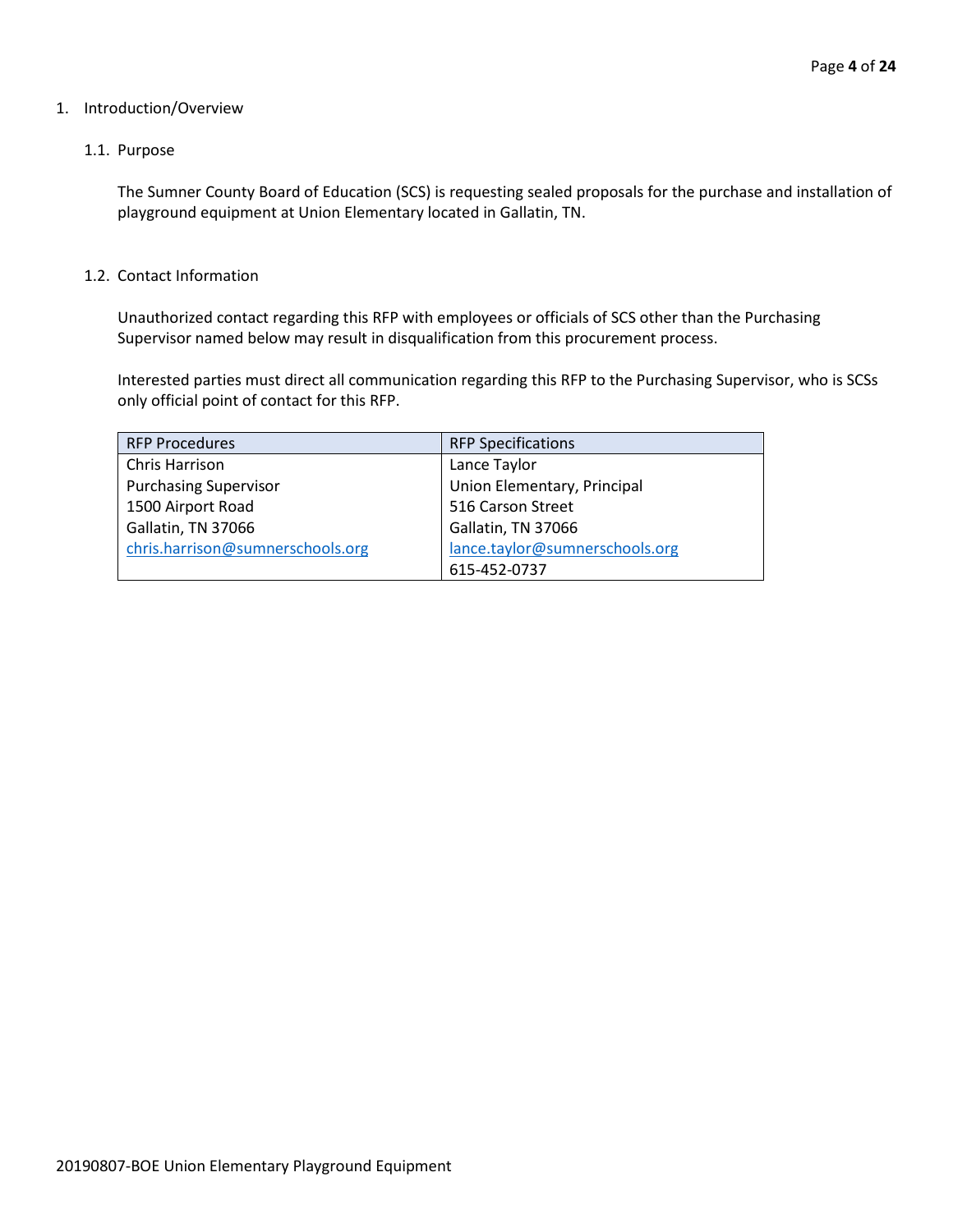1. Introduction/Overview

## 1.1. Purpose

The Sumner County Board of Education (SCS) is requesting sealed proposals for the purchase and installation of playground equipment at Union Elementary located in Gallatin, TN.

## 1.2. Contact Information

Unauthorized contact regarding this RFP with employees or officials of SCS other than the Purchasing Supervisor named below may result in disqualification from this procurement process.

Interested parties must direct all communication regarding this RFP to the Purchasing Supervisor, who is SCSs only official point of contact for this RFP.

| RFP Procedures | RFP Specifications |
|---|---|
| Chris Harrison | Lance Taylor |
| Purchasing Supervisor | Union Elementary, Principal |
| 1500 Airport Road | 516 Carson Street |
| Gallatin, TN 37066 | Gallatin, TN 37066 |
| chris.harrison@sumnerschools.org | lance.taylor@sumnerschools.org |
| | 615-452-0737 |

20190807-BOE Union Elementary Playground Equipment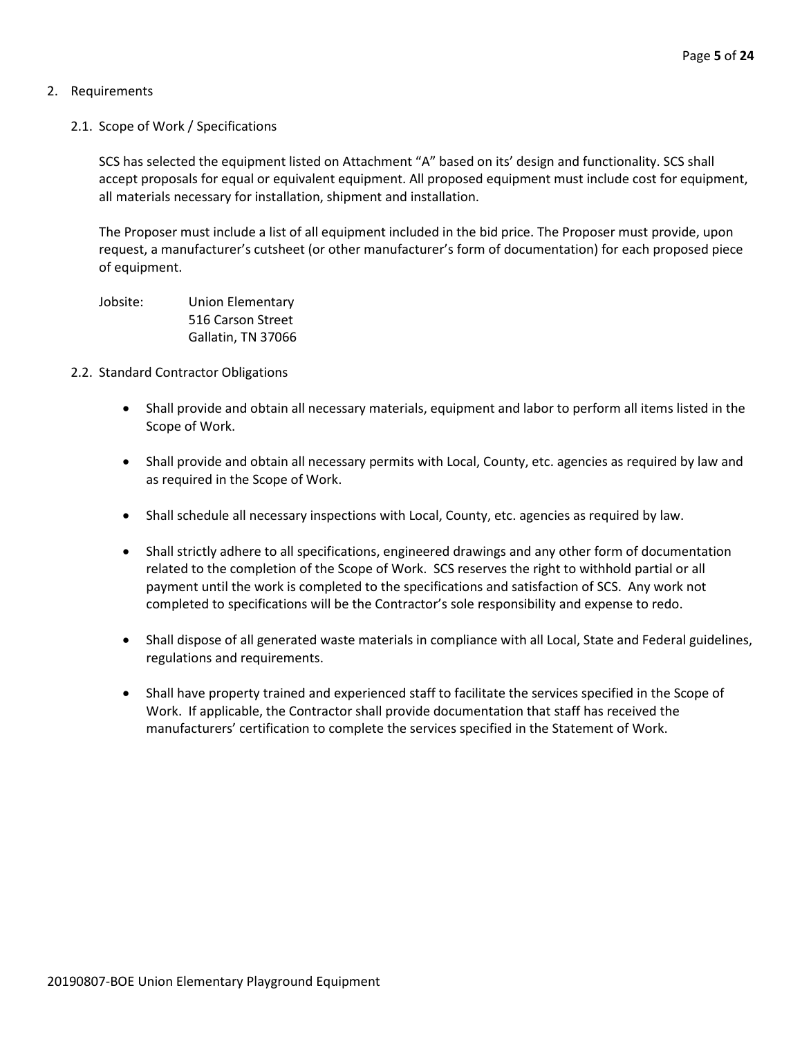## 2. Requirements

### 2.1. Scope of Work / Specifications

SCS has selected the equipment listed on Attachment "A" based on its' design and functionality. SCS shall accept proposals for equal or equivalent equipment. All proposed equipment must include cost for equipment, all materials necessary for installation, shipment and installation.

The Proposer must include a list of all equipment included in the bid price. The Proposer must provide, upon request, a manufacturer's cutsheet (or other manufacturer's form of documentation) for each proposed piece of equipment.

Jobsite: Union Elementary
516 Carson Street
Gallatin, TN 37066

### 2.2. Standard Contractor Obligations

- Shall provide and obtain all necessary materials, equipment and labor to perform all items listed in the Scope of Work.
- Shall provide and obtain all necessary permits with Local, County, etc. agencies as required by law and as required in the Scope of Work.
- Shall schedule all necessary inspections with Local, County, etc. agencies as required by law.
- Shall strictly adhere to all specifications, engineered drawings and any other form of documentation related to the completion of the Scope of Work. SCS reserves the right to withhold partial or all payment until the work is completed to the specifications and satisfaction of SCS. Any work not completed to specifications will be the Contractor's sole responsibility and expense to redo.
- Shall dispose of all generated waste materials in compliance with all Local, State and Federal guidelines, regulations and requirements.
- Shall have property trained and experienced staff to facilitate the services specified in the Scope of Work. If applicable, the Contractor shall provide documentation that staff has received the manufacturers' certification to complete the services specified in the Statement of Work.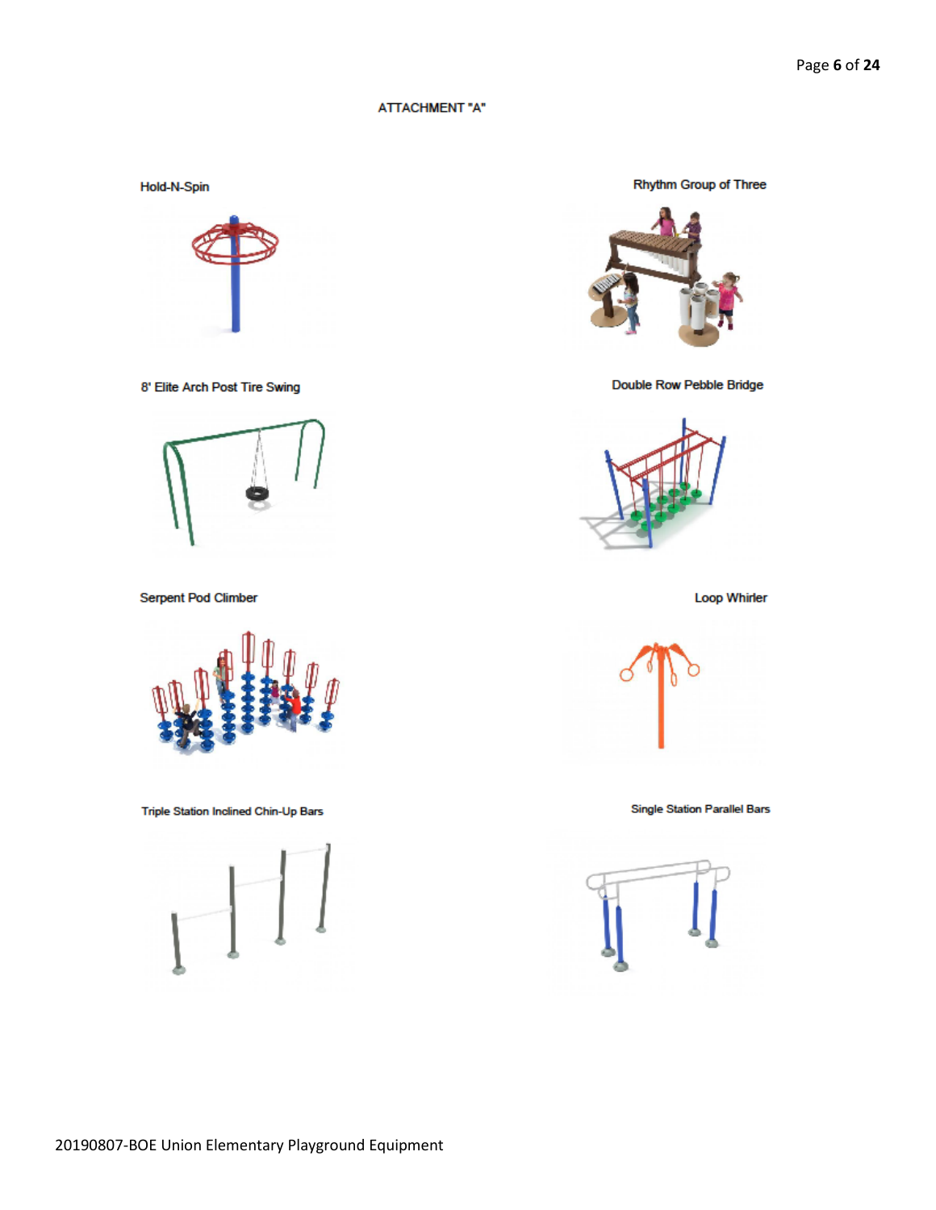ATTACHMENT "A"

Hold-N-Spin

Rhythm Group of Three

8' Elite Arch Post Tire Swing

Double Row Pebble Bridge

Serpent Pod Climber

Loop Whirler

Triple Station Inclined Chin-Up Bars

Single Station Parallel Bars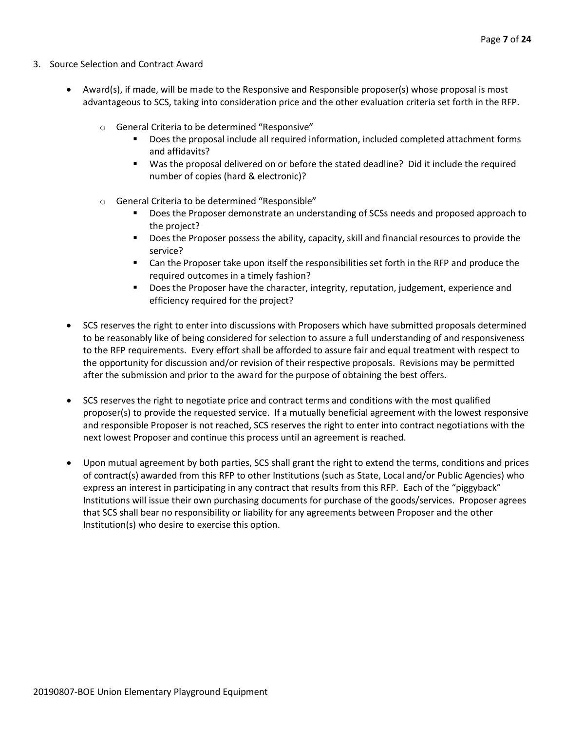3. Source Selection and Contract Award

   - Award(s), if made, will be made to the Responsive and Responsible proposer(s) whose proposal is most advantageous to SCS, taking into consideration price and the other evaluation criteria set forth in the RFP.

     - General Criteria to be determined "Responsive"
       - Does the proposal include all required information, included completed attachment forms and affidavits?
       - Was the proposal delivered on or before the stated deadline? Did it include the required number of copies (hard & electronic)?

     - General Criteria to be determined "Responsible"
       - Does the Proposer demonstrate an understanding of SCSs needs and proposed approach to the project?
       - Does the Proposer possess the ability, capacity, skill and financial resources to provide the service?
       - Can the Proposer take upon itself the responsibilities set forth in the RFP and produce the required outcomes in a timely fashion?
       - Does the Proposer have the character, integrity, reputation, judgement, experience and efficiency required for the project?

   - SCS reserves the right to enter into discussions with Proposers which have submitted proposals determined to be reasonably like of being considered for selection to assure a full understanding of and responsiveness to the RFP requirements. Every effort shall be afforded to assure fair and equal treatment with respect to the opportunity for discussion and/or revision of their respective proposals. Revisions may be permitted after the submission and prior to the award for the purpose of obtaining the best offers.

   - SCS reserves the right to negotiate price and contract terms and conditions with the most qualified proposer(s) to provide the requested service. If a mutually beneficial agreement with the lowest responsive and responsible Proposer is not reached, SCS reserves the right to enter into contract negotiations with the next lowest Proposer and continue this process until an agreement is reached.

   - Upon mutual agreement by both parties, SCS shall grant the right to extend the terms, conditions and prices of contract(s) awarded from this RFP to other Institutions (such as State, Local and/or Public Agencies) who express an interest in participating in any contract that results from this RFP. Each of the "piggyback" Institutions will issue their own purchasing documents for purchase of the goods/services. Proposer agrees that SCS shall bear no responsibility or liability for any agreements between Proposer and the other Institution(s) who desire to exercise this option.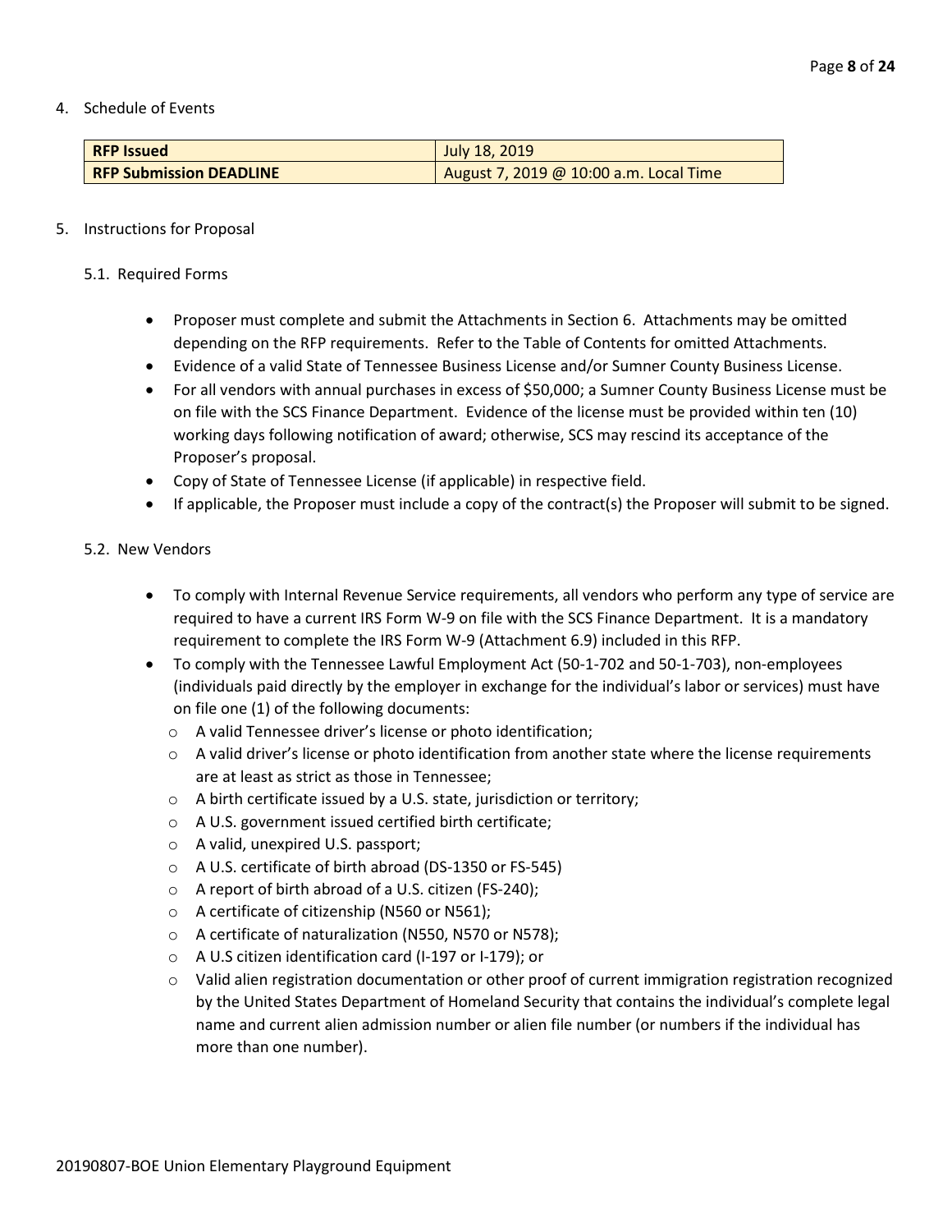4. Schedule of Events

| **RFP Issued** | July 18, 2019 |
|---|---|
| **RFP Submission DEADLINE** | August 7, 2019 @ 10:00 a.m. Local Time |

5. Instructions for Proposal

5.1. Required Forms

- Proposer must complete and submit the Attachments in Section 6. Attachments may be omitted depending on the RFP requirements. Refer to the Table of Contents for omitted Attachments.
- Evidence of a valid State of Tennessee Business License and/or Sumner County Business License.
- For all vendors with annual purchases in excess of $50,000; a Sumner County Business License must be on file with the SCS Finance Department. Evidence of the license must be provided within ten (10) working days following notification of award; otherwise, SCS may rescind its acceptance of the Proposer's proposal.
- Copy of State of Tennessee License (if applicable) in respective field.
- If applicable, the Proposer must include a copy of the contract(s) the Proposer will submit to be signed.

5.2. New Vendors

- To comply with Internal Revenue Service requirements, all vendors who perform any type of service are required to have a current IRS Form W-9 on file with the SCS Finance Department. It is a mandatory requirement to complete the IRS Form W-9 (Attachment 6.9) included in this RFP.
- To comply with the Tennessee Lawful Employment Act (50-1-702 and 50-1-703), non-employees (individuals paid directly by the employer in exchange for the individual's labor or services) must have on file one (1) of the following documents:
  - A valid Tennessee driver's license or photo identification;
  - A valid driver's license or photo identification from another state where the license requirements are at least as strict as those in Tennessee;
  - A birth certificate issued by a U.S. state, jurisdiction or territory;
  - A U.S. government issued certified birth certificate;
  - A valid, unexpired U.S. passport;
  - A U.S. certificate of birth abroad (DS-1350 or FS-545)
  - A report of birth abroad of a U.S. citizen (FS-240);
  - A certificate of citizenship (N560 or N561);
  - A certificate of naturalization (N550, N570 or N578);
  - A U.S citizen identification card (I-197 or I-179); or
  - Valid alien registration documentation or other proof of current immigration registration recognized by the United States Department of Homeland Security that contains the individual's complete legal name and current alien admission number or alien file number (or numbers if the individual has more than one number).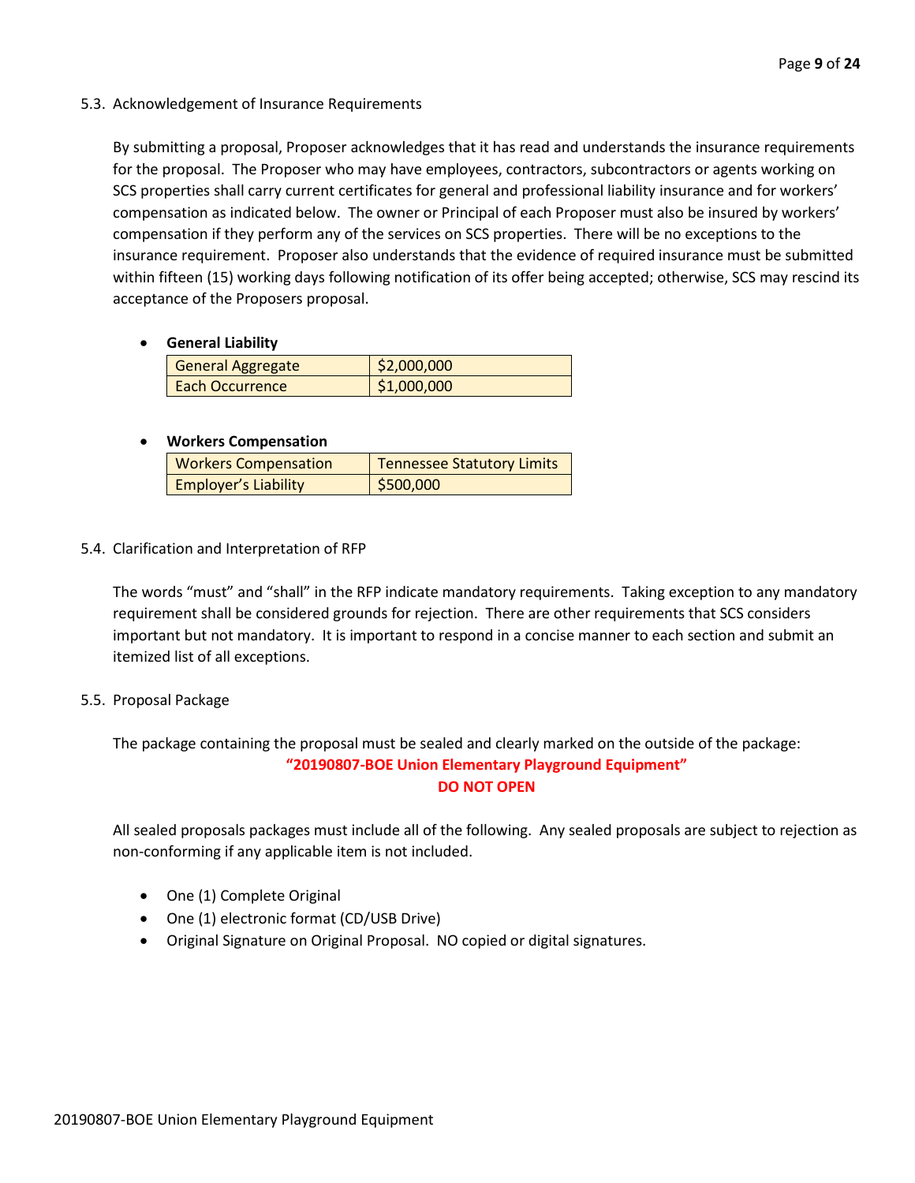### 5.3. Acknowledgement of Insurance Requirements

By submitting a proposal, Proposer acknowledges that it has read and understands the insurance requirements for the proposal. The Proposer who may have employees, contractors, subcontractors or agents working on SCS properties shall carry current certificates for general and professional liability insurance and for workers' compensation as indicated below. The owner or Principal of each Proposer must also be insured by workers' compensation if they perform any of the services on SCS properties. There will be no exceptions to the insurance requirement. Proposer also understands that the evidence of required insurance must be submitted within fifteen (15) working days following notification of its offer being accepted; otherwise, SCS may rescind its acceptance of the Proposers proposal.

- **General Liability**

| | |
|---|---|
| General Aggregate | $2,000,000 |
| Each Occurrence | $1,000,000 |

- **Workers Compensation**

| | |
|---|---|
| Workers Compensation | Tennessee Statutory Limits |
| Employer's Liability | $500,000 |

### 5.4. Clarification and Interpretation of RFP

The words "must" and "shall" in the RFP indicate mandatory requirements. Taking exception to any mandatory requirement shall be considered grounds for rejection. There are other requirements that SCS considers important but not mandatory. It is important to respond in a concise manner to each section and submit an itemized list of all exceptions.

### 5.5. Proposal Package

The package containing the proposal must be sealed and clearly marked on the outside of the package:

**"20190807-BOE Union Elementary Playground Equipment"**
**DO NOT OPEN**

All sealed proposals packages must include all of the following. Any sealed proposals are subject to rejection as non-conforming if any applicable item is not included.

- One (1) Complete Original
- One (1) electronic format (CD/USB Drive)
- Original Signature on Original Proposal. NO copied or digital signatures.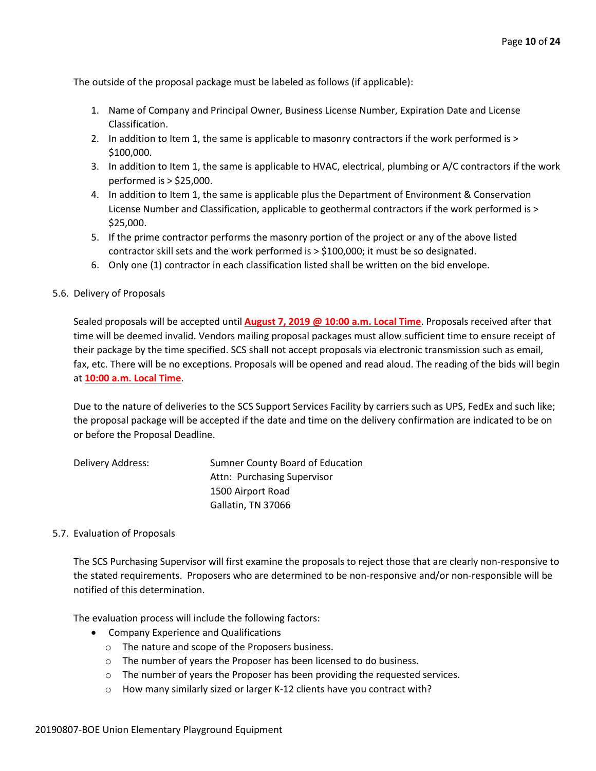The outside of the proposal package must be labeled as follows (if applicable):

1. Name of Company and Principal Owner, Business License Number, Expiration Date and License Classification.
2. In addition to Item 1, the same is applicable to masonry contractors if the work performed is > $100,000.
3. In addition to Item 1, the same is applicable to HVAC, electrical, plumbing or A/C contractors if the work performed is > $25,000.
4. In addition to Item 1, the same is applicable plus the Department of Environment & Conservation License Number and Classification, applicable to geothermal contractors if the work performed is > $25,000.
5. If the prime contractor performs the masonry portion of the project or any of the above listed contractor skill sets and the work performed is > $100,000; it must be so designated.
6. Only one (1) contractor in each classification listed shall be written on the bid envelope.

5.6. Delivery of Proposals

Sealed proposals will be accepted until **August 7, 2019 @ 10:00 a.m. Local Time**. Proposals received after that time will be deemed invalid. Vendors mailing proposal packages must allow sufficient time to ensure receipt of their package by the time specified. SCS shall not accept proposals via electronic transmission such as email, fax, etc. There will be no exceptions. Proposals will be opened and read aloud. The reading of the bids will begin at **10:00 a.m. Local Time**.

Due to the nature of deliveries to the SCS Support Services Facility by carriers such as UPS, FedEx and such like; the proposal package will be accepted if the date and time on the delivery confirmation are indicated to be on or before the Proposal Deadline.

Delivery Address:
Sumner County Board of Education
Attn: Purchasing Supervisor
1500 Airport Road
Gallatin, TN 37066

5.7. Evaluation of Proposals

The SCS Purchasing Supervisor will first examine the proposals to reject those that are clearly non-responsive to the stated requirements. Proposers who are determined to be non-responsive and/or non-responsible will be notified of this determination.

The evaluation process will include the following factors:

- Company Experience and Qualifications
  - The nature and scope of the Proposers business.
  - The number of years the Proposer has been licensed to do business.
  - The number of years the Proposer has been providing the requested services.
  - How many similarly sized or larger K-12 clients have you contract with?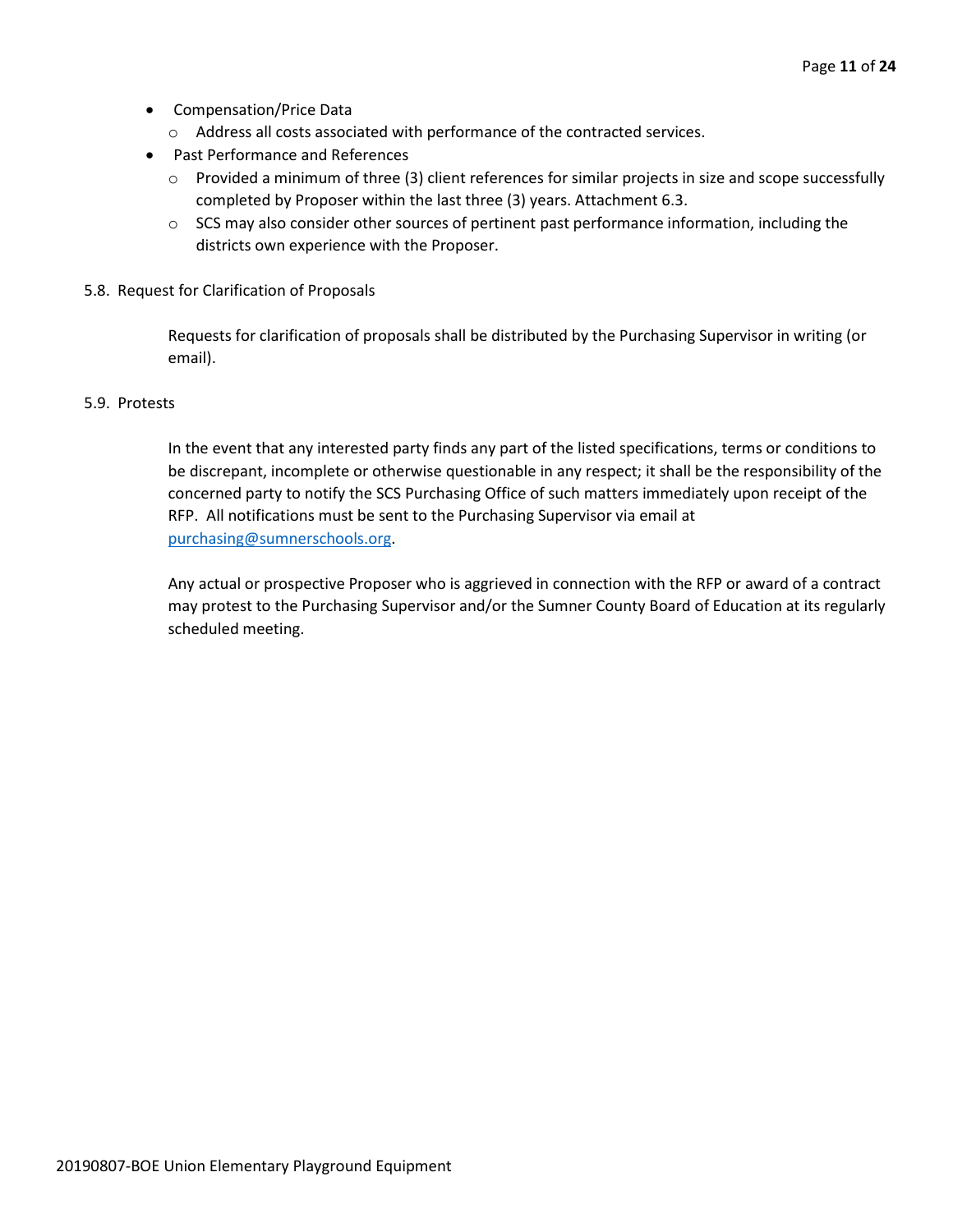- Compensation/Price Data
  - Address all costs associated with performance of the contracted services.
- Past Performance and References
  - Provided a minimum of three (3) client references for similar projects in size and scope successfully completed by Proposer within the last three (3) years. Attachment 6.3.
  - SCS may also consider other sources of pertinent past performance information, including the districts own experience with the Proposer.

5.8. Request for Clarification of Proposals

Requests for clarification of proposals shall be distributed by the Purchasing Supervisor in writing (or email).

5.9. Protests

In the event that any interested party finds any part of the listed specifications, terms or conditions to be discrepant, incomplete or otherwise questionable in any respect; it shall be the responsibility of the concerned party to notify the SCS Purchasing Office of such matters immediately upon receipt of the RFP. All notifications must be sent to the Purchasing Supervisor via email at purchasing@sumnerschools.org.

Any actual or prospective Proposer who is aggrieved in connection with the RFP or award of a contract may protest to the Purchasing Supervisor and/or the Sumner County Board of Education at its regularly scheduled meeting.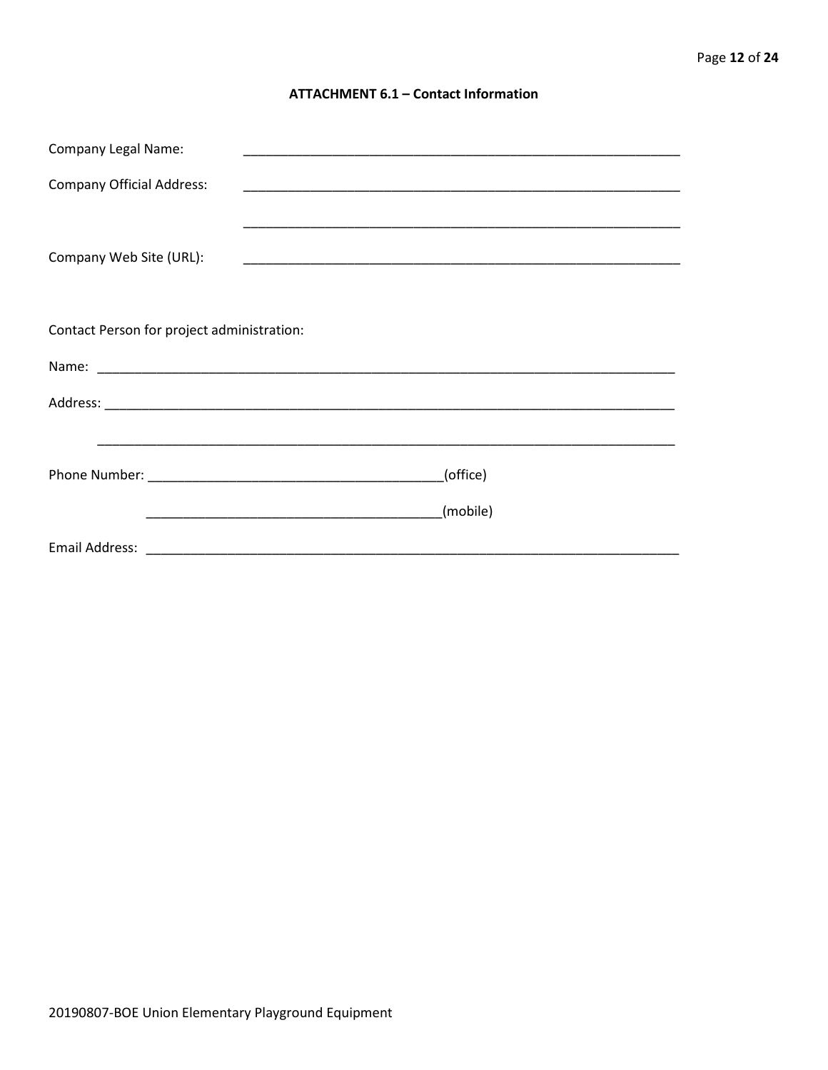### ATTACHMENT 6.1 – Contact Information

Company Legal Name: ____________________________________________________________

Company Official Address: ____________________________________________________________

____________________________________________________________

Company Web Site (URL): ____________________________________________________________

Contact Person for project administration:

Name: ________________________________________________________________________________

Address: ________________________________________________________________________________

________________________________________________________________________________

Phone Number: ________________________________________(office)

________________________________________(mobile)

Email Address: ___________________________________________________________________________

20190807-BOE Union Elementary Playground Equipment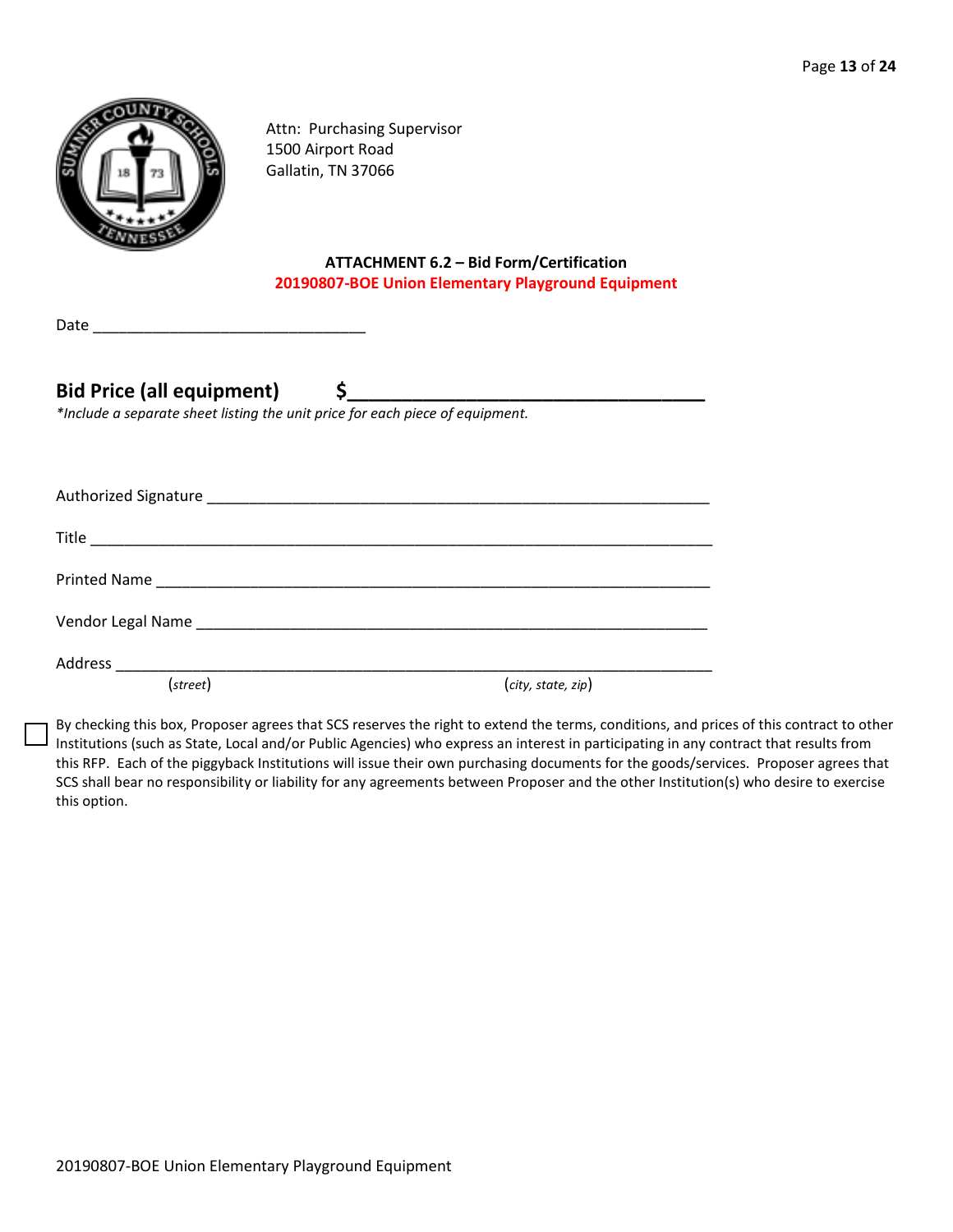Attn: Purchasing Supervisor
1500 Airport Road
Gallatin, TN 37066

**ATTACHMENT 6.2 – Bid Form/Certification**
**20190807-BOE Union Elementary Playground Equipment**

Date ________________________________

**Bid Price (all equipment)** **$__________________________________**

*\*Include a separate sheet listing the unit price for each piece of equipment.*

Authorized Signature ____________________________________________________________

Title _______________________________________________________________________

Printed Name __________________________________________________________________

Vendor Legal Name _____________________________________________________________

Address _____________________________________________________________________
(*street*) (*city, state, zip*)

☐ By checking this box, Proposer agrees that SCS reserves the right to extend the terms, conditions, and prices of this contract to other Institutions (such as State, Local and/or Public Agencies) who express an interest in participating in any contract that results from this RFP. Each of the piggyback Institutions will issue their own purchasing documents for the goods/services. Proposer agrees that SCS shall bear no responsibility or liability for any agreements between Proposer and the other Institution(s) who desire to exercise this option.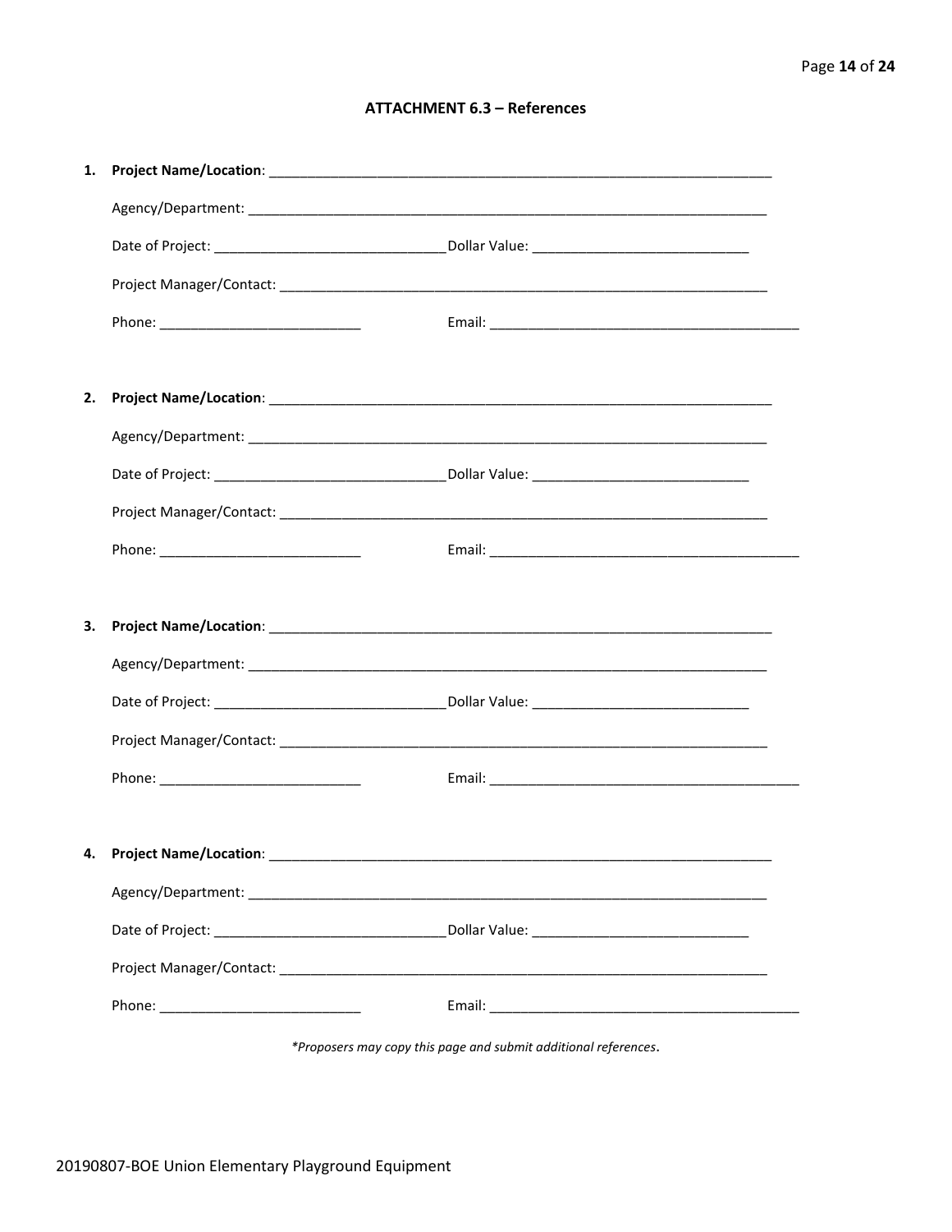### ATTACHMENT 6.3 – References

1. **Project Name/Location**: ______________________________________________________________

   Agency/Department: ______________________________________________________________

   Date of Project: ______________________________ Dollar Value: ____________________________

   Project Manager/Contact: __________________________________________________________

   Phone: __________________________ Email: ________________________________________

2. **Project Name/Location**: ______________________________________________________________

   Agency/Department: ______________________________________________________________

   Date of Project: ______________________________ Dollar Value: ____________________________

   Project Manager/Contact: __________________________________________________________

   Phone: __________________________ Email: ________________________________________

3. **Project Name/Location**: ______________________________________________________________

   Agency/Department: ______________________________________________________________

   Date of Project: ______________________________ Dollar Value: ____________________________

   Project Manager/Contact: __________________________________________________________

   Phone: __________________________ Email: ________________________________________

4. **Project Name/Location**: ______________________________________________________________

   Agency/Department: ______________________________________________________________

   Date of Project: ______________________________ Dollar Value: ____________________________

   Project Manager/Contact: __________________________________________________________

   Phone: __________________________ Email: ________________________________________

*\*Proposers may copy this page and submit additional references.*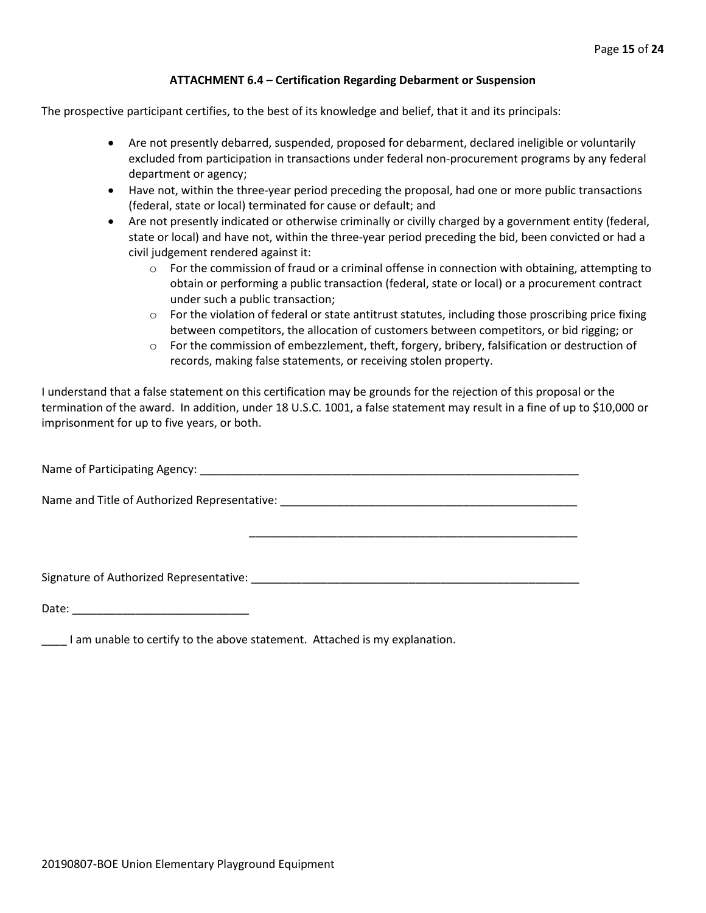### ATTACHMENT 6.4 – Certification Regarding Debarment or Suspension

The prospective participant certifies, to the best of its knowledge and belief, that it and its principals:

- Are not presently debarred, suspended, proposed for debarment, declared ineligible or voluntarily excluded from participation in transactions under federal non-procurement programs by any federal department or agency;
- Have not, within the three-year period preceding the proposal, had one or more public transactions (federal, state or local) terminated for cause or default; and
- Are not presently indicated or otherwise criminally or civilly charged by a government entity (federal, state or local) and have not, within the three-year period preceding the bid, been convicted or had a civil judgement rendered against it:
  - For the commission of fraud or a criminal offense in connection with obtaining, attempting to obtain or performing a public transaction (federal, state or local) or a procurement contract under such a public transaction;
  - For the violation of federal or state antitrust statutes, including those proscribing price fixing between competitors, the allocation of customers between competitors, or bid rigging; or
  - For the commission of embezzlement, theft, forgery, bribery, falsification or destruction of records, making false statements, or receiving stolen property.

I understand that a false statement on this certification may be grounds for the rejection of this proposal or the termination of the award. In addition, under 18 U.S.C. 1001, a false statement may result in a fine of up to $10,000 or imprisonment for up to five years, or both.

Name of Participating Agency: ______________________________________________________________

Name and Title of Authorized Representative: ________________________________________________

______________________________________________________

Signature of Authorized Representative: _____________________________________________________

Date: ____________________________

____ I am unable to certify to the above statement. Attached is my explanation.

20190807-BOE Union Elementary Playground Equipment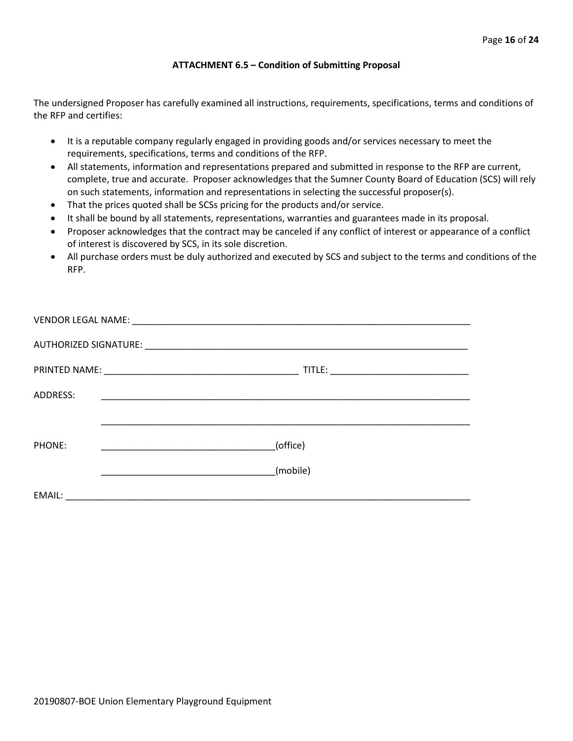### ATTACHMENT 6.5 – Condition of Submitting Proposal

The undersigned Proposer has carefully examined all instructions, requirements, specifications, terms and conditions of the RFP and certifies:

- It is a reputable company regularly engaged in providing goods and/or services necessary to meet the requirements, specifications, terms and conditions of the RFP.
- All statements, information and representations prepared and submitted in response to the RFP are current, complete, true and accurate. Proposer acknowledges that the Sumner County Board of Education (SCS) will rely on such statements, information and representations in selecting the successful proposer(s).
- That the prices quoted shall be SCSs pricing for the products and/or service.
- It shall be bound by all statements, representations, warranties and guarantees made in its proposal.
- Proposer acknowledges that the contract may be canceled if any conflict of interest or appearance of a conflict of interest is discovered by SCS, in its sole discretion.
- All purchase orders must be duly authorized and executed by SCS and subject to the terms and conditions of the RFP.

VENDOR LEGAL NAME: ____________________________________________________________________

AUTHORIZED SIGNATURE: _________________________________________________________________

PRINTED NAME: ______________________________________ TITLE: ___________________________

ADDRESS: __________________________________________________________________________

__________________________________________________________________________

PHONE: __________________________________(office)

__________________________________(mobile)

EMAIL: ______________________________________________________________________________

20190807-BOE Union Elementary Playground Equipment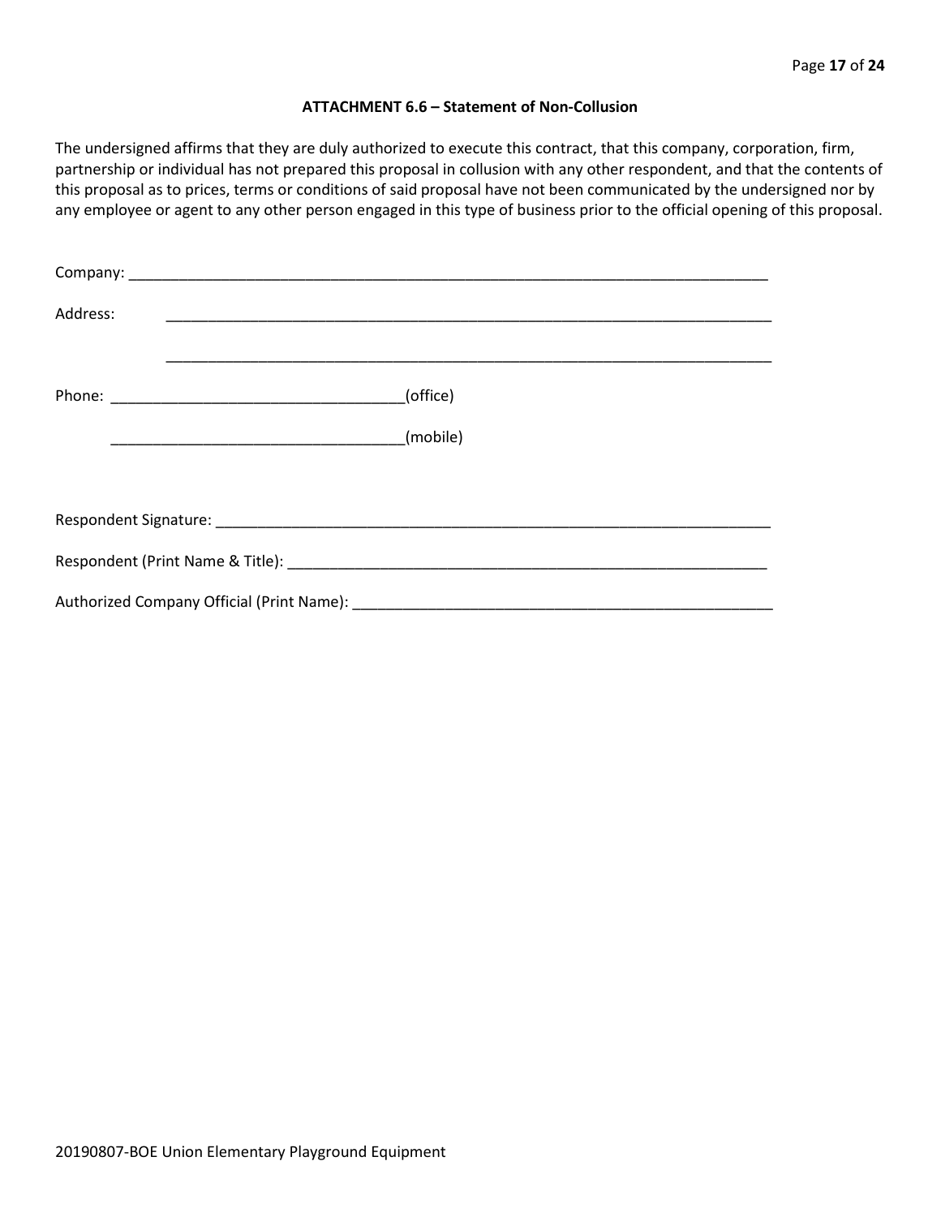### ATTACHMENT 6.6 – Statement of Non-Collusion

The undersigned affirms that they are duly authorized to execute this contract, that this company, corporation, firm, partnership or individual has not prepared this proposal in collusion with any other respondent, and that the contents of this proposal as to prices, terms or conditions of said proposal have not been communicated by the undersigned nor by any employee or agent to any other person engaged in this type of business prior to the official opening of this proposal.

Company: ___________________________________________________________________________

Address: ___________________________________________________________________________

___________________________________________________________________________

Phone: ___________________________________(office)

___________________________________(mobile)

Respondent Signature: _________________________________________________________________

Respondent (Print Name & Title): _________________________________________________________

Authorized Company Official (Print Name): __________________________________________________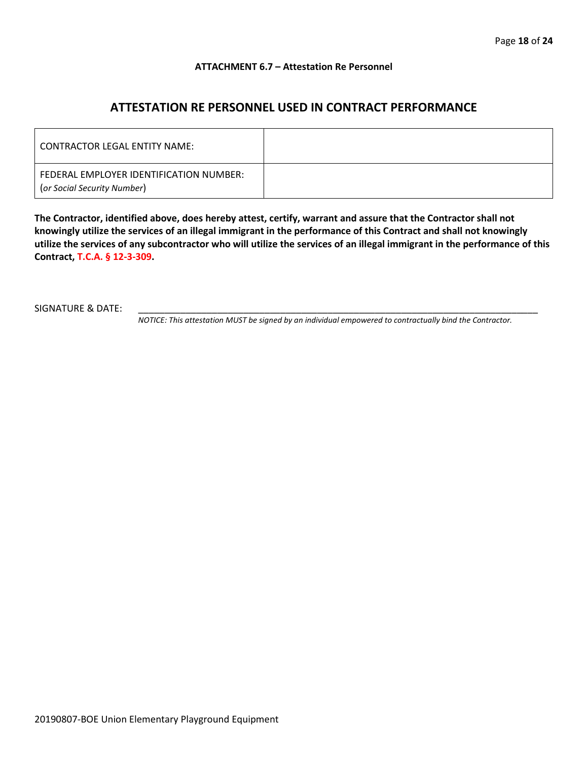**ATTACHMENT 6.7 – Attestation Re Personnel**

## ATTESTATION RE PERSONNEL USED IN CONTRACT PERFORMANCE

| CONTRACTOR LEGAL ENTITY NAME: | |
|---|---|
| FEDERAL EMPLOYER IDENTIFICATION NUMBER: (*or Social Security Number*) | |

**The Contractor, identified above, does hereby attest, certify, warrant and assure that the Contractor shall not knowingly utilize the services of an illegal immigrant in the performance of this Contract and shall not knowingly utilize the services of any subcontractor who will utilize the services of an illegal immigrant in the performance of this Contract, T.C.A. § 12-3-309.**

SIGNATURE & DATE: ____________________________________________________________

*NOTICE: This attestation MUST be signed by an individual empowered to contractually bind the Contractor.*

20190807-BOE Union Elementary Playground Equipment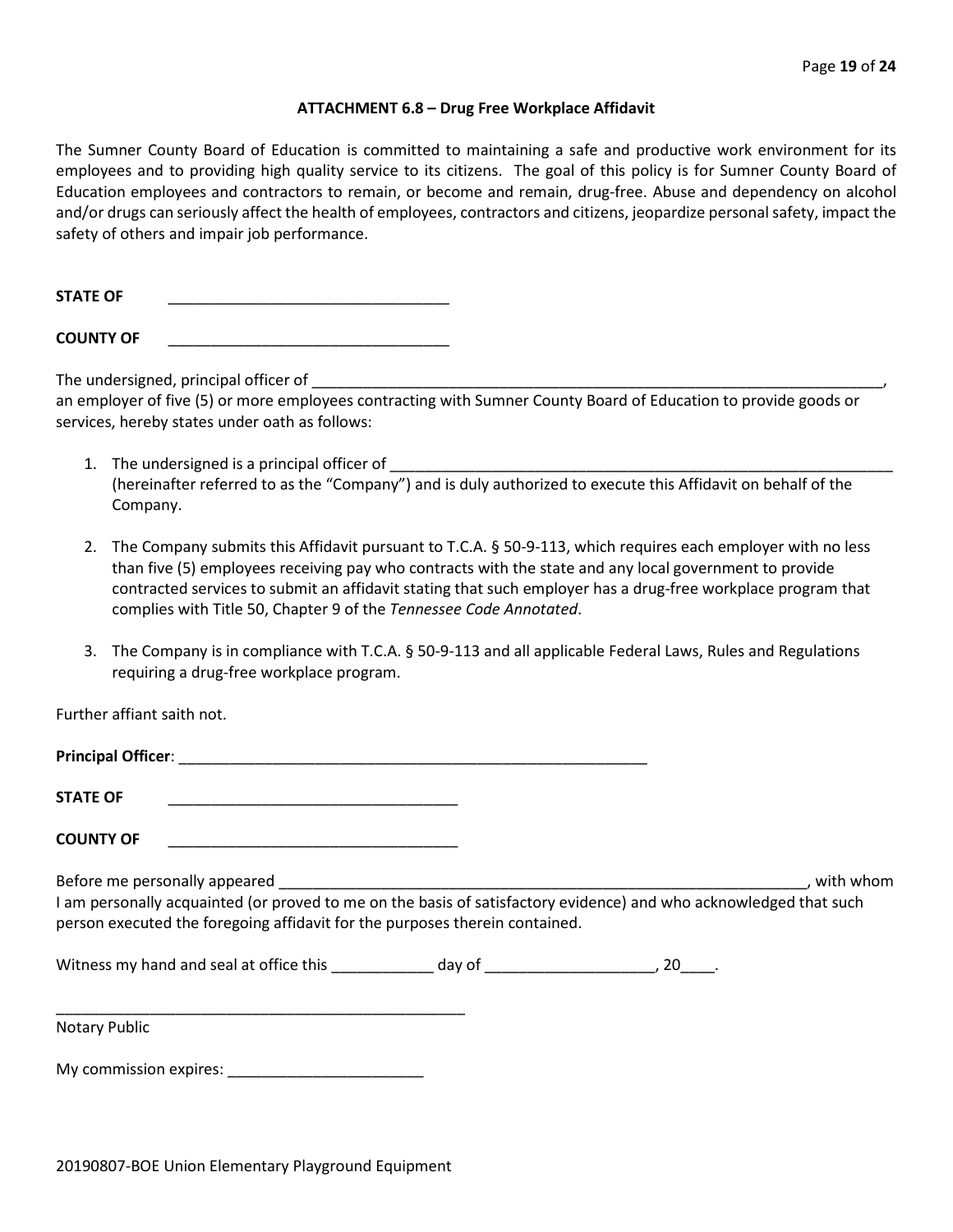### ATTACHMENT 6.8 – Drug Free Workplace Affidavit

The Sumner County Board of Education is committed to maintaining a safe and productive work environment for its employees and to providing high quality service to its citizens. The goal of this policy is for Sumner County Board of Education employees and contractors to remain, or become and remain, drug-free. Abuse and dependency on alcohol and/or drugs can seriously affect the health of employees, contractors and citizens, jeopardize personal safety, impact the safety of others and impair job performance.

**STATE OF** _________________________________

**COUNTY OF** _________________________________

The undersigned, principal officer of ______________________________________________________________________, an employer of five (5) or more employees contracting with Sumner County Board of Education to provide goods or services, hereby states under oath as follows:

1. The undersigned is a principal officer of ______________________________________________________________ (hereinafter referred to as the "Company") and is duly authorized to execute this Affidavit on behalf of the Company.

2. The Company submits this Affidavit pursuant to T.C.A. § 50-9-113, which requires each employer with no less than five (5) employees receiving pay who contracts with the state and any local government to provide contracted services to submit an affidavit stating that such employer has a drug-free workplace program that complies with Title 50, Chapter 9 of the *Tennessee Code Annotated*.

3. The Company is in compliance with T.C.A. § 50-9-113 and all applicable Federal Laws, Rules and Regulations requiring a drug-free workplace program.

Further affiant saith not.

**Principal Officer**: _______________________________________________________

**STATE OF** __________________________________

**COUNTY OF** __________________________________

Before me personally appeared ______________________________________________________________, with whom I am personally acquainted (or proved to me on the basis of satisfactory evidence) and who acknowledged that such person executed the foregoing affidavit for the purposes therein contained.

Witness my hand and seal at office this ____________ day of ____________________, 20____.

__________________________________________________
Notary Public

My commission expires: _______________________

20190807-BOE Union Elementary Playground Equipment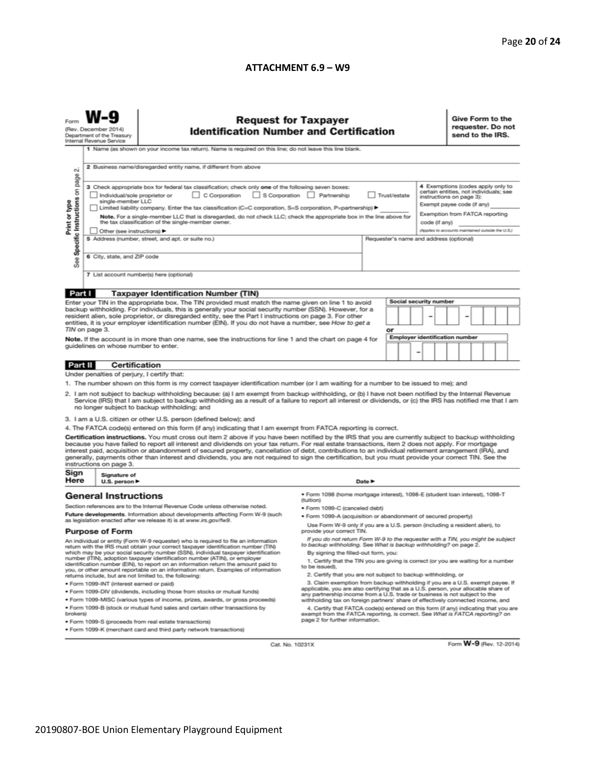**ATTACHMENT 6.9 – W9**

Form **W-9**
(Rev. December 2014)
Department of the Treasury
Internal Revenue Service

# Request for Taxpayer Identification Number and Certification

**Give Form to the requester. Do not send to the IRS.**

Print or type
See Specific Instructions on page 2.

1 Name (as shown on your income tax return). Name is required on this line; do not leave this line blank.

2 Business name/disregarded entity name, if different from above

3 Check appropriate box for federal tax classification; check only **one** of the following seven boxes:
☐ Individual/sole proprietor or single-member LLC ☐ C Corporation ☐ S Corporation ☐ Partnership ☐ Trust/estate
☐ Limited liability company. Enter the tax classification (C=C corporation, S=S corporation, P=partnership) ▶ ________
**Note.** For a single-member LLC that is disregarded, do not check LLC; check the appropriate box in the line above for the tax classification of the single-member owner.
☐ Other (see instructions) ▶

4 Exemptions (codes apply only to certain entities, not individuals; see instructions on page 3):
Exempt payee code (if any) ________
Exemption from FATCA reporting code (if any) ________
(Applies to accounts maintained outside the U.S.)

5 Address (number, street, and apt. or suite no.)

Requester's name and address (optional)

6 City, state, and ZIP code

7 List account number(s) here (optional)

## Part I Taxpayer Identification Number (TIN)

Enter your TIN in the appropriate box. The TIN provided must match the name given on line 1 to avoid backup withholding. For individuals, this is generally your social security number (SSN). However, for a resident alien, sole proprietor, or disregarded entity, see the Part I instructions on page 3. For other entities, it is your employer identification number (EIN). If you do not have a number, see *How to get a TIN* on page 3.

**Note.** If the account is in more than one name, see the instructions for line 1 and the chart on page 4 for guidelines on whose number to enter.

**Social security number**
___ ___ ___ – ___ ___ – ___ ___ ___ ___

or

**Employer identification number**
___ ___ – ___ ___ ___ ___ ___ ___ ___

## Part II Certification

Under penalties of perjury, I certify that:

1. The number shown on this form is my correct taxpayer identification number (or I am waiting for a number to be issued to me); and
2. I am not subject to backup withholding because: (a) I am exempt from backup withholding, or (b) I have not been notified by the Internal Revenue Service (IRS) that I am subject to backup withholding as a result of a failure to report all interest or dividends, or (c) the IRS has notified me that I am no longer subject to backup withholding; and
3. I am a U.S. citizen or other U.S. person (defined below); and
4. The FATCA code(s) entered on this form (if any) indicating that I am exempt from FATCA reporting is correct.

**Certification instructions.** You must cross out item 2 above if you have been notified by the IRS that you are currently subject to backup withholding because you have failed to report all interest and dividends on your tax return. For real estate transactions, item 2 does not apply. For mortgage interest paid, acquisition or abandonment of secured property, cancellation of debt, contributions to an individual retirement arrangement (IRA), and generally, payments other than interest and dividends, you are not required to sign the certification, but you must provide your correct TIN. See the instructions on page 3.

**Sign Here** Signature of U.S. person ▶ Date ▶

## General Instructions

Section references are to the Internal Revenue Code unless otherwise noted.

**Future developments.** Information about developments affecting Form W-9 (such as legislation enacted after we release it) is at *www.irs.gov/fw9*.

### Purpose of Form

An individual or entity (Form W-9 requester) who is required to file an information return with the IRS must obtain your correct taxpayer identification number (TIN) which may be your social security number (SSN), individual taxpayer identification number (ITIN), adoption taxpayer identification number (ATIN), or employer identification number (EIN), to report on an information return the amount paid to you, or other amount reportable on an information return. Examples of information returns include, but are not limited to, the following:

- Form 1099-INT (interest earned or paid)
- Form 1099-DIV (dividends, including those from stocks or mutual funds)
- Form 1099-MISC (various types of income, prizes, awards, or gross proceeds)
- Form 1099-B (stock or mutual fund sales and certain other transactions by brokers)
- Form 1099-S (proceeds from real estate transactions)
- Form 1099-K (merchant card and third party network transactions)
- Form 1098 (home mortgage interest), 1098-E (student loan interest), 1098-T (tuition)
- Form 1099-C (canceled debt)
- Form 1099-A (acquisition or abandonment of secured property)

Use Form W-9 only if you are a U.S. person (including a resident alien), to provide your correct TIN.

*If you do not return Form W-9 to the requester with a TIN, you might be subject to backup withholding. See What is backup withholding? on page 2.*

By signing the filled-out form, you:

1. Certify that the TIN you are giving is correct (or you are waiting for a number to be issued),
2. Certify that you are not subject to backup withholding, or
3. Claim exemption from backup withholding if you are a U.S. exempt payee. If applicable, you are also certifying that as a U.S. person, your allocable share of any partnership income from a U.S. trade or business is not subject to the withholding tax on foreign partners' share of effectively connected income, and
4. Certify that FATCA code(s) entered on this form (if any) indicating that you are exempt from the FATCA reporting, is correct. See *What is FATCA reporting?* on page 2 for further information.

Cat. No. 10231X Form **W-9** (Rev. 12-2014)

20190807-BOE Union Elementary Playground Equipment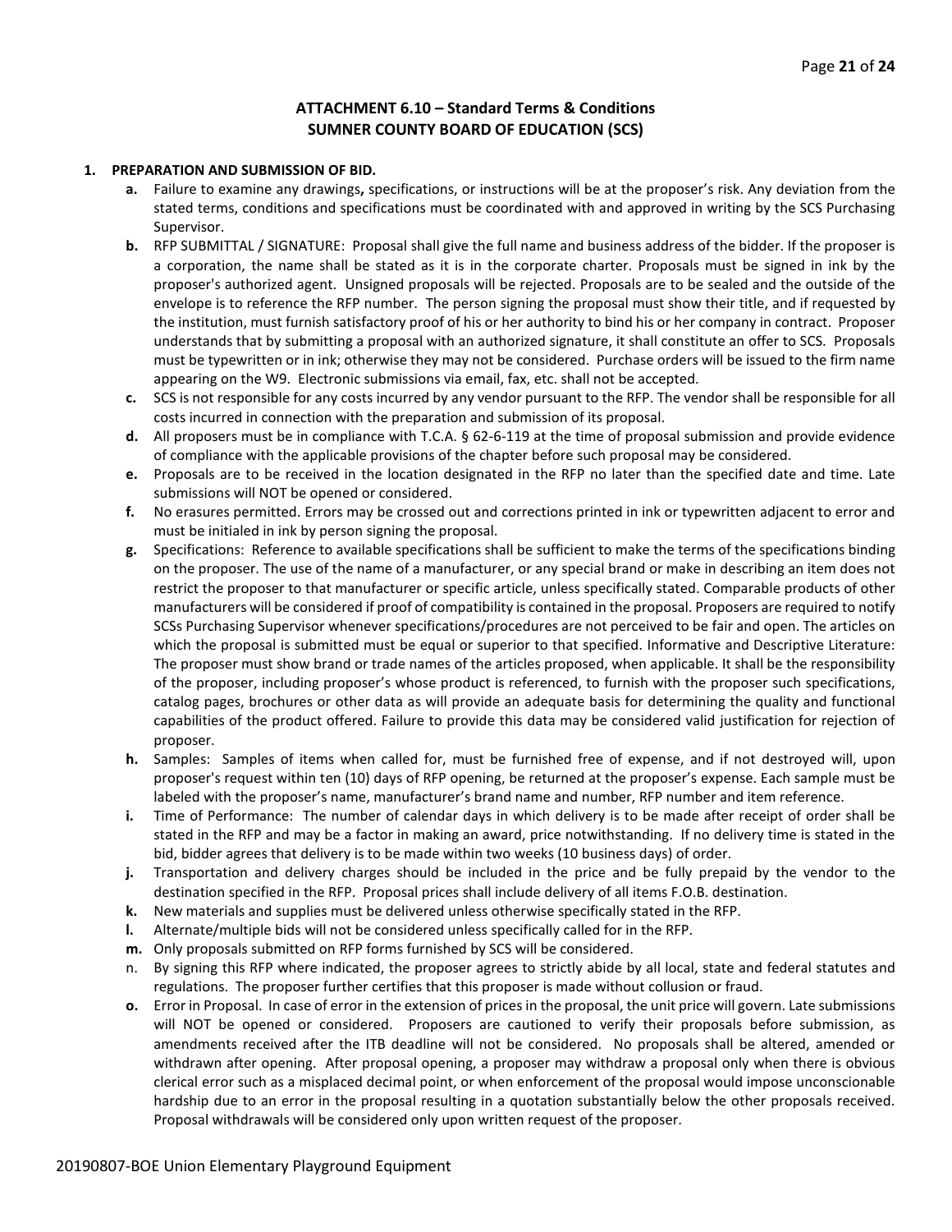## ATTACHMENT 6.10 – Standard Terms & Conditions
## SUMNER COUNTY BOARD OF EDUCATION (SCS)

**1. PREPARATION AND SUBMISSION OF BID.**

- **a.** Failure to examine any drawings**,** specifications, or instructions will be at the proposer's risk. Any deviation from the stated terms, conditions and specifications must be coordinated with and approved in writing by the SCS Purchasing Supervisor.
- **b.** RFP SUBMITTAL / SIGNATURE: Proposal shall give the full name and business address of the bidder. If the proposer is a corporation, the name shall be stated as it is in the corporate charter. Proposals must be signed in ink by the proposer's authorized agent. Unsigned proposals will be rejected. Proposals are to be sealed and the outside of the envelope is to reference the RFP number. The person signing the proposal must show their title, and if requested by the institution, must furnish satisfactory proof of his or her authority to bind his or her company in contract. Proposer understands that by submitting a proposal with an authorized signature, it shall constitute an offer to SCS. Proposals must be typewritten or in ink; otherwise they may not be considered. Purchase orders will be issued to the firm name appearing on the W9. Electronic submissions via email, fax, etc. shall not be accepted.
- **c.** SCS is not responsible for any costs incurred by any vendor pursuant to the RFP. The vendor shall be responsible for all costs incurred in connection with the preparation and submission of its proposal.
- **d.** All proposers must be in compliance with T.C.A. § 62-6-119 at the time of proposal submission and provide evidence of compliance with the applicable provisions of the chapter before such proposal may be considered.
- **e.** Proposals are to be received in the location designated in the RFP no later than the specified date and time. Late submissions will NOT be opened or considered.
- **f.** No erasures permitted. Errors may be crossed out and corrections printed in ink or typewritten adjacent to error and must be initialed in ink by person signing the proposal.
- **g.** Specifications: Reference to available specifications shall be sufficient to make the terms of the specifications binding on the proposer. The use of the name of a manufacturer, or any special brand or make in describing an item does not restrict the proposer to that manufacturer or specific article, unless specifically stated. Comparable products of other manufacturers will be considered if proof of compatibility is contained in the proposal. Proposers are required to notify SCSs Purchasing Supervisor whenever specifications/procedures are not perceived to be fair and open. The articles on which the proposal is submitted must be equal or superior to that specified. Informative and Descriptive Literature: The proposer must show brand or trade names of the articles proposed, when applicable. It shall be the responsibility of the proposer, including proposer's whose product is referenced, to furnish with the proposer such specifications, catalog pages, brochures or other data as will provide an adequate basis for determining the quality and functional capabilities of the product offered. Failure to provide this data may be considered valid justification for rejection of proposer.
- **h.** Samples: Samples of items when called for, must be furnished free of expense, and if not destroyed will, upon proposer's request within ten (10) days of RFP opening, be returned at the proposer's expense. Each sample must be labeled with the proposer's name, manufacturer's brand name and number, RFP number and item reference.
- **i.** Time of Performance: The number of calendar days in which delivery is to be made after receipt of order shall be stated in the RFP and may be a factor in making an award, price notwithstanding. If no delivery time is stated in the bid, bidder agrees that delivery is to be made within two weeks (10 business days) of order.
- **j.** Transportation and delivery charges should be included in the price and be fully prepaid by the vendor to the destination specified in the RFP. Proposal prices shall include delivery of all items F.O.B. destination.
- **k.** New materials and supplies must be delivered unless otherwise specifically stated in the RFP.
- **l.** Alternate/multiple bids will not be considered unless specifically called for in the RFP.
- **m.** Only proposals submitted on RFP forms furnished by SCS will be considered.
- n. By signing this RFP where indicated, the proposer agrees to strictly abide by all local, state and federal statutes and regulations. The proposer further certifies that this proposer is made without collusion or fraud.
- **o.** Error in Proposal. In case of error in the extension of prices in the proposal, the unit price will govern. Late submissions will NOT be opened or considered. Proposers are cautioned to verify their proposals before submission, as amendments received after the ITB deadline will not be considered. No proposals shall be altered, amended or withdrawn after opening. After proposal opening, a proposer may withdraw a proposal only when there is obvious clerical error such as a misplaced decimal point, or when enforcement of the proposal would impose unconscionable hardship due to an error in the proposal resulting in a quotation substantially below the other proposals received. Proposal withdrawals will be considered only upon written request of the proposer.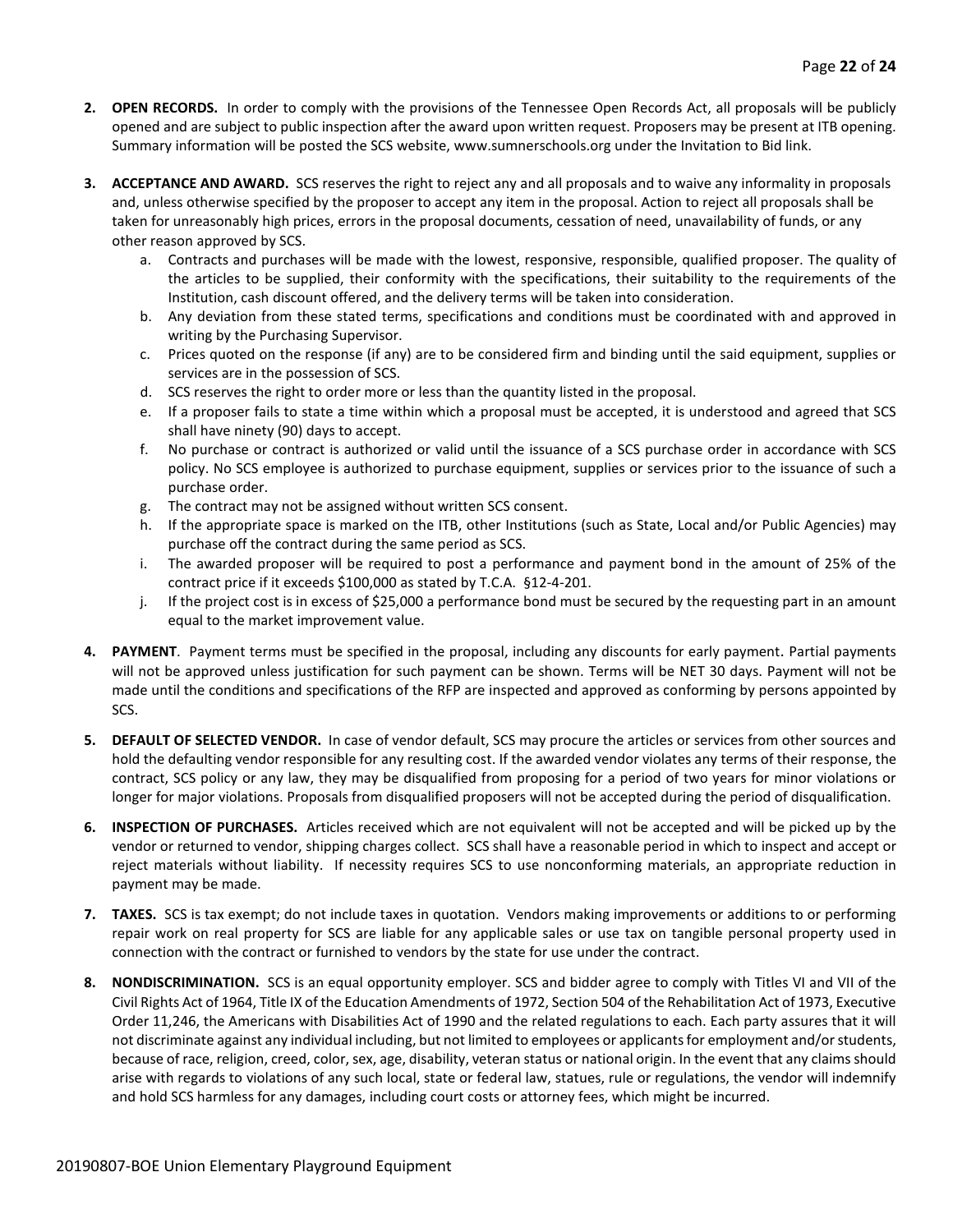2. **OPEN RECORDS.** In order to comply with the provisions of the Tennessee Open Records Act, all proposals will be publicly opened and are subject to public inspection after the award upon written request. Proposers may be present at ITB opening. Summary information will be posted the SCS website, www.sumnerschools.org under the Invitation to Bid link.

3. **ACCEPTANCE AND AWARD.** SCS reserves the right to reject any and all proposals and to waive any informality in proposals and, unless otherwise specified by the proposer to accept any item in the proposal. Action to reject all proposals shall be taken for unreasonably high prices, errors in the proposal documents, cessation of need, unavailability of funds, or any other reason approved by SCS.
   a. Contracts and purchases will be made with the lowest, responsive, responsible, qualified proposer. The quality of the articles to be supplied, their conformity with the specifications, their suitability to the requirements of the Institution, cash discount offered, and the delivery terms will be taken into consideration.
   b. Any deviation from these stated terms, specifications and conditions must be coordinated with and approved in writing by the Purchasing Supervisor.
   c. Prices quoted on the response (if any) are to be considered firm and binding until the said equipment, supplies or services are in the possession of SCS.
   d. SCS reserves the right to order more or less than the quantity listed in the proposal.
   e. If a proposer fails to state a time within which a proposal must be accepted, it is understood and agreed that SCS shall have ninety (90) days to accept.
   f. No purchase or contract is authorized or valid until the issuance of a SCS purchase order in accordance with SCS policy. No SCS employee is authorized to purchase equipment, supplies or services prior to the issuance of such a purchase order.
   g. The contract may not be assigned without written SCS consent.
   h. If the appropriate space is marked on the ITB, other Institutions (such as State, Local and/or Public Agencies) may purchase off the contract during the same period as SCS.
   i. The awarded proposer will be required to post a performance and payment bond in the amount of 25% of the contract price if it exceeds $100,000 as stated by T.C.A. §12-4-201.
   j. If the project cost is in excess of $25,000 a performance bond must be secured by the requesting part in an amount equal to the market improvement value.

4. **PAYMENT**. Payment terms must be specified in the proposal, including any discounts for early payment. Partial payments will not be approved unless justification for such payment can be shown. Terms will be NET 30 days. Payment will not be made until the conditions and specifications of the RFP are inspected and approved as conforming by persons appointed by SCS.

5. **DEFAULT OF SELECTED VENDOR.** In case of vendor default, SCS may procure the articles or services from other sources and hold the defaulting vendor responsible for any resulting cost. If the awarded vendor violates any terms of their response, the contract, SCS policy or any law, they may be disqualified from proposing for a period of two years for minor violations or longer for major violations. Proposals from disqualified proposers will not be accepted during the period of disqualification.

6. **INSPECTION OF PURCHASES.** Articles received which are not equivalent will not be accepted and will be picked up by the vendor or returned to vendor, shipping charges collect. SCS shall have a reasonable period in which to inspect and accept or reject materials without liability. If necessity requires SCS to use nonconforming materials, an appropriate reduction in payment may be made.

7. **TAXES.** SCS is tax exempt; do not include taxes in quotation. Vendors making improvements or additions to or performing repair work on real property for SCS are liable for any applicable sales or use tax on tangible personal property used in connection with the contract or furnished to vendors by the state for use under the contract.

8. **NONDISCRIMINATION.** SCS is an equal opportunity employer. SCS and bidder agree to comply with Titles VI and VII of the Civil Rights Act of 1964, Title IX of the Education Amendments of 1972, Section 504 of the Rehabilitation Act of 1973, Executive Order 11,246, the Americans with Disabilities Act of 1990 and the related regulations to each. Each party assures that it will not discriminate against any individual including, but not limited to employees or applicants for employment and/or students, because of race, religion, creed, color, sex, age, disability, veteran status or national origin. In the event that any claims should arise with regards to violations of any such local, state or federal law, statues, rule or regulations, the vendor will indemnify and hold SCS harmless for any damages, including court costs or attorney fees, which might be incurred.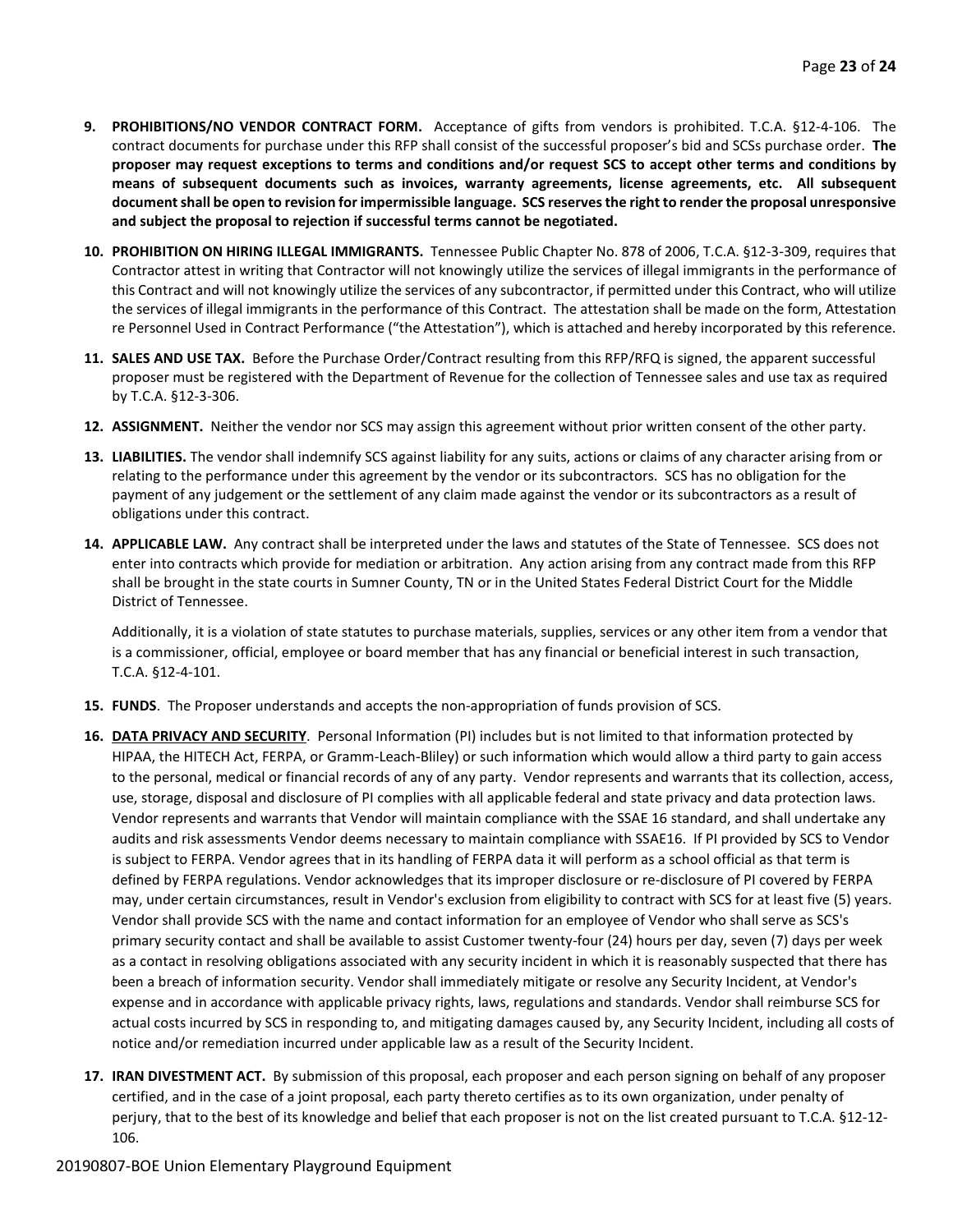9. **PROHIBITIONS/NO VENDOR CONTRACT FORM.** Acceptance of gifts from vendors is prohibited. T.C.A. §12-4-106. The contract documents for purchase under this RFP shall consist of the successful proposer's bid and SCSs purchase order. **The proposer may request exceptions to terms and conditions and/or request SCS to accept other terms and conditions by means of subsequent documents such as invoices, warranty agreements, license agreements, etc. All subsequent document shall be open to revision for impermissible language. SCS reserves the right to render the proposal unresponsive and subject the proposal to rejection if successful terms cannot be negotiated.**

10. **PROHIBITION ON HIRING ILLEGAL IMMIGRANTS.** Tennessee Public Chapter No. 878 of 2006, T.C.A. §12-3-309, requires that Contractor attest in writing that Contractor will not knowingly utilize the services of illegal immigrants in the performance of this Contract and will not knowingly utilize the services of any subcontractor, if permitted under this Contract, who will utilize the services of illegal immigrants in the performance of this Contract. The attestation shall be made on the form, Attestation re Personnel Used in Contract Performance ("the Attestation"), which is attached and hereby incorporated by this reference.

11. **SALES AND USE TAX.** Before the Purchase Order/Contract resulting from this RFP/RFQ is signed, the apparent successful proposer must be registered with the Department of Revenue for the collection of Tennessee sales and use tax as required by T.C.A. §12-3-306.

12. **ASSIGNMENT.** Neither the vendor nor SCS may assign this agreement without prior written consent of the other party.

13. **LIABILITIES.** The vendor shall indemnify SCS against liability for any suits, actions or claims of any character arising from or relating to the performance under this agreement by the vendor or its subcontractors. SCS has no obligation for the payment of any judgement or the settlement of any claim made against the vendor or its subcontractors as a result of obligations under this contract.

14. **APPLICABLE LAW.** Any contract shall be interpreted under the laws and statutes of the State of Tennessee. SCS does not enter into contracts which provide for mediation or arbitration. Any action arising from any contract made from this RFP shall be brought in the state courts in Sumner County, TN or in the United States Federal District Court for the Middle District of Tennessee.

    Additionally, it is a violation of state statutes to purchase materials, supplies, services or any other item from a vendor that is a commissioner, official, employee or board member that has any financial or beneficial interest in such transaction, T.C.A. §12-4-101.

15. **FUNDS**. The Proposer understands and accepts the non-appropriation of funds provision of SCS.

16. **<u>DATA PRIVACY AND SECURITY</u>**. Personal Information (PI) includes but is not limited to that information protected by HIPAA, the HITECH Act, FERPA, or Gramm-Leach-Bliley) or such information which would allow a third party to gain access to the personal, medical or financial records of any of any party. Vendor represents and warrants that its collection, access, use, storage, disposal and disclosure of PI complies with all applicable federal and state privacy and data protection laws. Vendor represents and warrants that Vendor will maintain compliance with the SSAE 16 standard, and shall undertake any audits and risk assessments Vendor deems necessary to maintain compliance with SSAE16. If PI provided by SCS to Vendor is subject to FERPA. Vendor agrees that in its handling of FERPA data it will perform as a school official as that term is defined by FERPA regulations. Vendor acknowledges that its improper disclosure or re-disclosure of PI covered by FERPA may, under certain circumstances, result in Vendor's exclusion from eligibility to contract with SCS for at least five (5) years. Vendor shall provide SCS with the name and contact information for an employee of Vendor who shall serve as SCS's primary security contact and shall be available to assist Customer twenty-four (24) hours per day, seven (7) days per week as a contact in resolving obligations associated with any security incident in which it is reasonably suspected that there has been a breach of information security. Vendor shall immediately mitigate or resolve any Security Incident, at Vendor's expense and in accordance with applicable privacy rights, laws, regulations and standards. Vendor shall reimburse SCS for actual costs incurred by SCS in responding to, and mitigating damages caused by, any Security Incident, including all costs of notice and/or remediation incurred under applicable law as a result of the Security Incident.

17. **IRAN DIVESTMENT ACT.** By submission of this proposal, each proposer and each person signing on behalf of any proposer certified, and in the case of a joint proposal, each party thereto certifies as to its own organization, under penalty of perjury, that to the best of its knowledge and belief that each proposer is not on the list created pursuant to T.C.A. §12-12-106.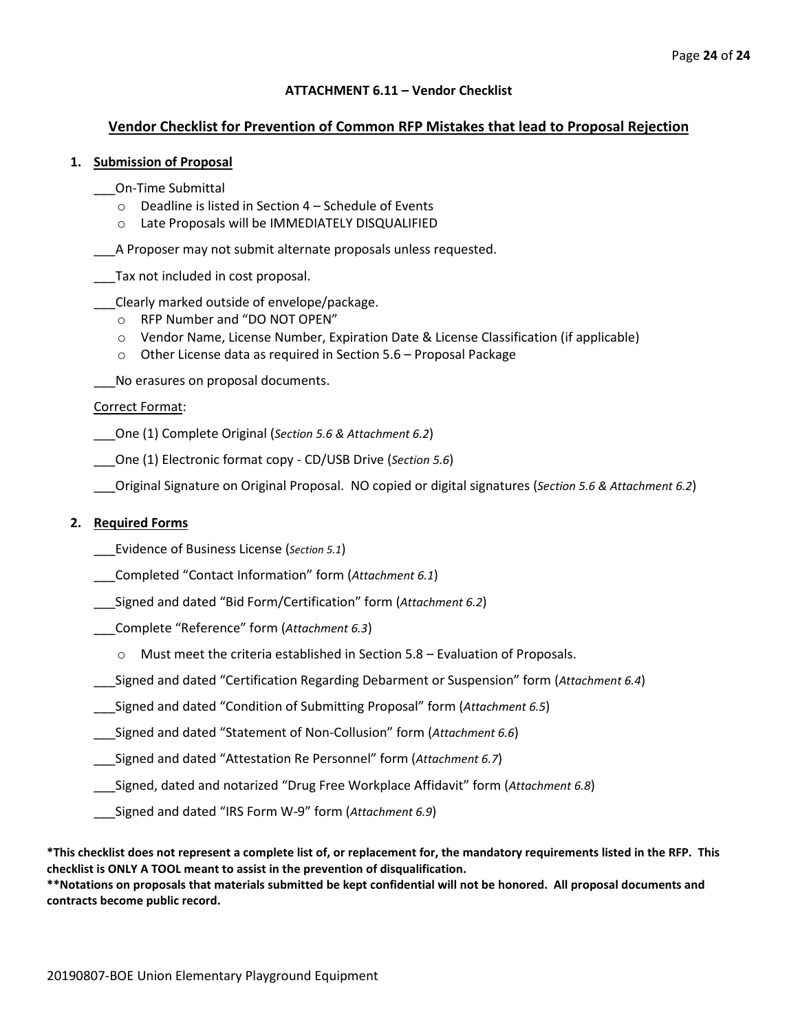## ATTACHMENT 6.11 – Vendor Checklist

### Vendor Checklist for Prevention of Common RFP Mistakes that lead to Proposal Rejection

1. **Submission of Proposal**

___On-Time Submittal

- Deadline is listed in Section 4 – Schedule of Events
- Late Proposals will be IMMEDIATELY DISQUALIFIED

___A Proposer may not submit alternate proposals unless requested.

___Tax not included in cost proposal.

___Clearly marked outside of envelope/package.

- RFP Number and "DO NOT OPEN"
- Vendor Name, License Number, Expiration Date & License Classification (if applicable)
- Other License data as required in Section 5.6 – Proposal Package

___No erasures on proposal documents.

Correct Format:

___One (1) Complete Original (*Section 5.6 & Attachment 6.2*)

___One (1) Electronic format copy - CD/USB Drive (*Section 5.6*)

___Original Signature on Original Proposal. NO copied or digital signatures (*Section 5.6 & Attachment 6.2*)

2. **Required Forms**

___Evidence of Business License (*Section 5.1*)

___Completed "Contact Information" form (*Attachment 6.1*)

___Signed and dated "Bid Form/Certification" form (*Attachment 6.2*)

___Complete "Reference" form (*Attachment 6.3*)

- Must meet the criteria established in Section 5.8 – Evaluation of Proposals.

___Signed and dated "Certification Regarding Debarment or Suspension" form (*Attachment 6.4*)

___Signed and dated "Condition of Submitting Proposal" form (*Attachment 6.5*)

___Signed and dated "Statement of Non-Collusion" form (*Attachment 6.6*)

___Signed and dated "Attestation Re Personnel" form (*Attachment 6.7*)

___Signed, dated and notarized "Drug Free Workplace Affidavit" form (*Attachment 6.8*)

___Signed and dated "IRS Form W-9" form (*Attachment 6.9*)

**\*This checklist does not represent a complete list of, or replacement for, the mandatory requirements listed in the RFP. This checklist is ONLY A TOOL meant to assist in the prevention of disqualification.**
**\*\*Notations on proposals that materials submitted be kept confidential will not be honored. All proposal documents and contracts become public record.**

20190807-BOE Union Elementary Playground Equipment